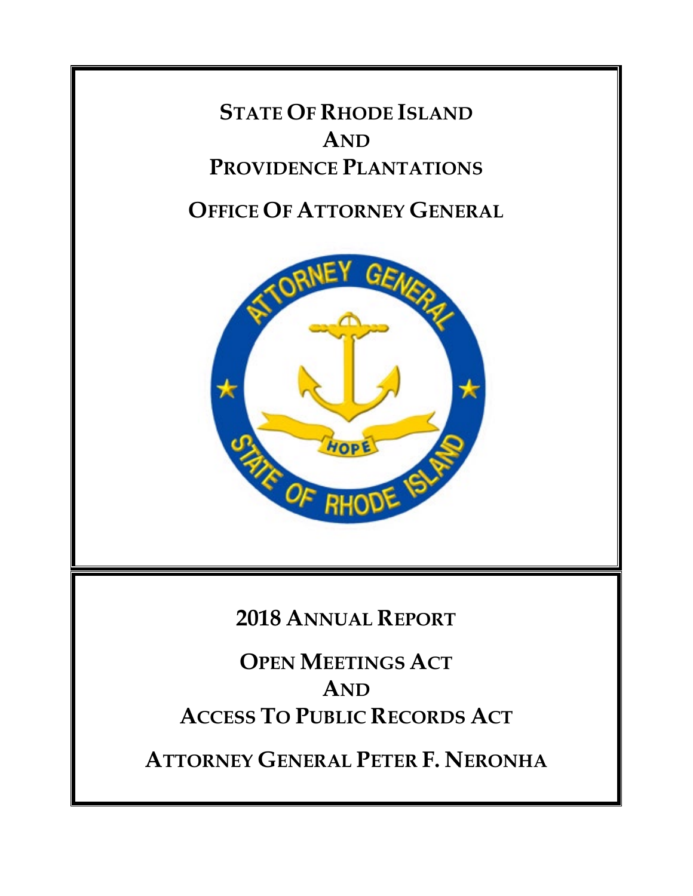# STATE OF RHODE ISLAND AND PROVIDENCE PLANTATIONS

# OFFICE OF ATTORNEY GENERAL

## 2018 ANNUAL REPORT

## OPEN MEETINGS ACT AND ACCESS TO PUBLIC RECORDS ACT

## ATTORNEY GENERAL PETER F. NERONHA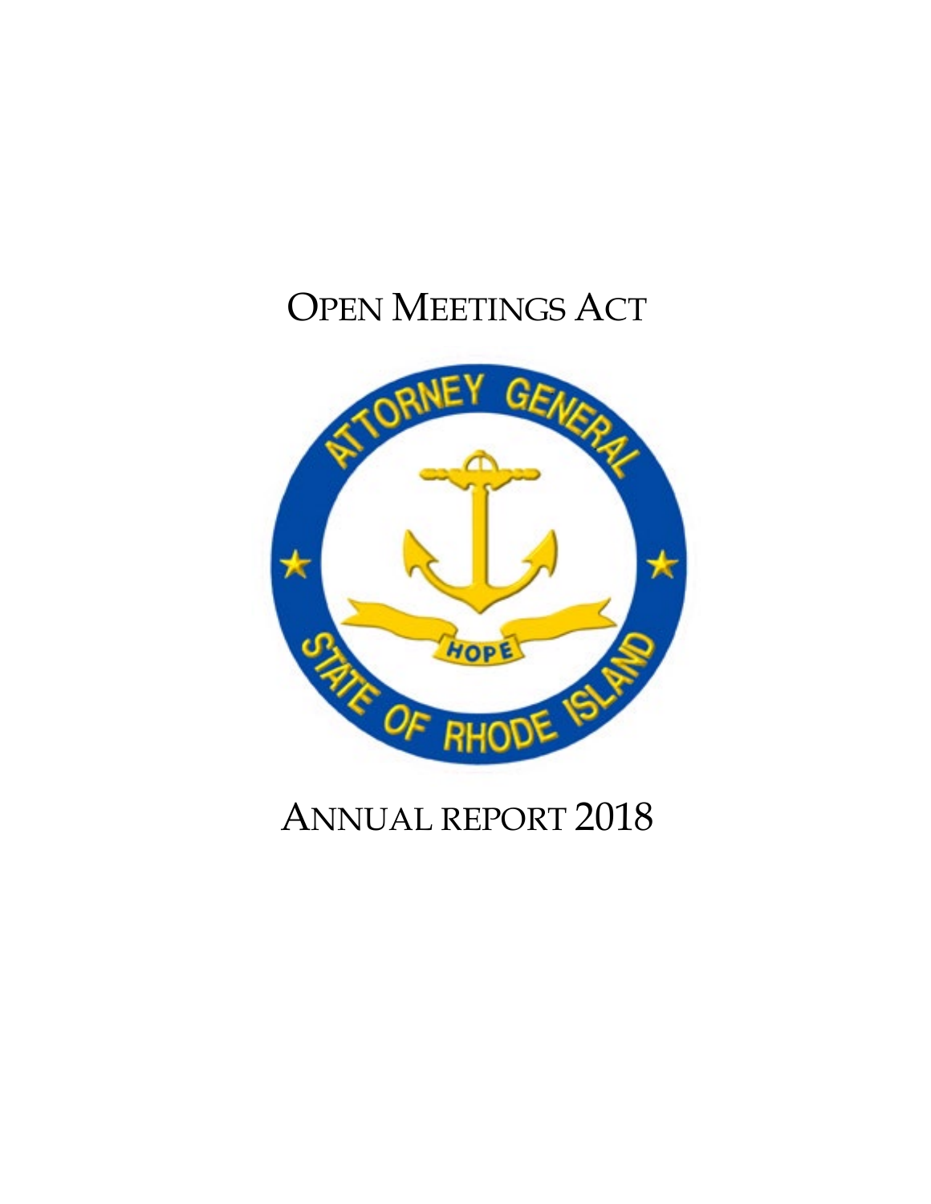# Open Meetings Act

# Annual report 2018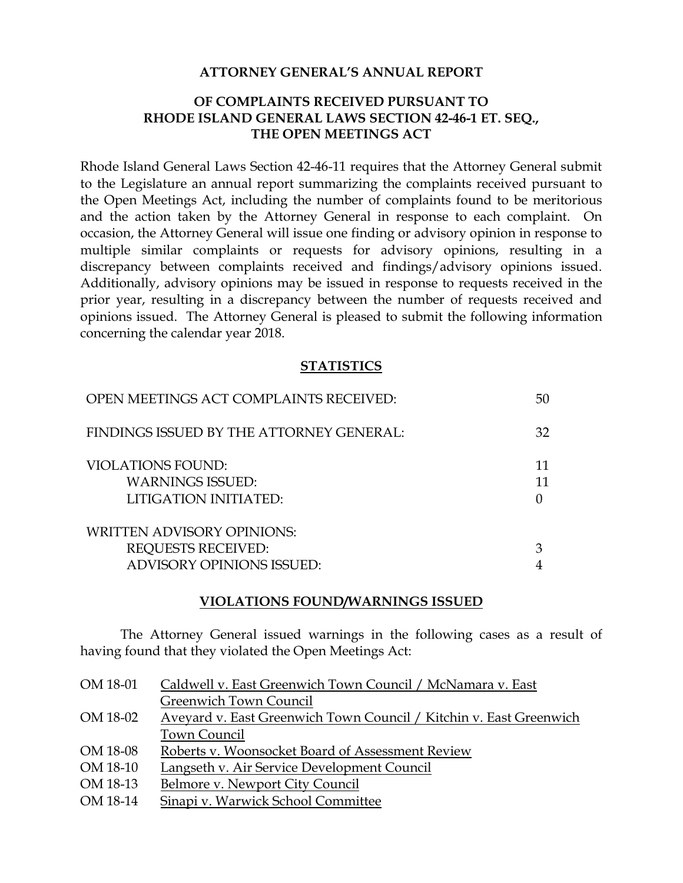**ATTORNEY GENERAL'S ANNUAL REPORT**

**OF COMPLAINTS RECEIVED PURSUANT TO RHODE ISLAND GENERAL LAWS SECTION 42-46-1 ET. SEQ., THE OPEN MEETINGS ACT**

Rhode Island General Laws Section 42-46-11 requires that the Attorney General submit to the Legislature an annual report summarizing the complaints received pursuant to the Open Meetings Act, including the number of complaints found to be meritorious and the action taken by the Attorney General in response to each complaint. On occasion, the Attorney General will issue one finding or advisory opinion in response to multiple similar complaints or requests for advisory opinions, resulting in a discrepancy between complaints received and findings/advisory opinions issued. Additionally, advisory opinions may be issued in response to requests received in the prior year, resulting in a discrepancy between the number of requests received and opinions issued. The Attorney General is pleased to submit the following information concerning the calendar year 2018.

**STATISTICS**

| | |
|---|---|
| OPEN MEETINGS ACT COMPLAINTS RECEIVED: | 50 |
| FINDINGS ISSUED BY THE ATTORNEY GENERAL: | 32 |
| VIOLATIONS FOUND: | 11 |
| WARNINGS ISSUED: | 11 |
| LITIGATION INITIATED: | 0 |
| WRITTEN ADVISORY OPINIONS: | |
| REQUESTS RECEIVED: | 3 |
| ADVISORY OPINIONS ISSUED: | 4 |

**VIOLATIONS FOUND/WARNINGS ISSUED**

The Attorney General issued warnings in the following cases as a result of having found that they violated the Open Meetings Act:

- OM 18-01 Caldwell v. East Greenwich Town Council / McNamara v. East Greenwich Town Council
- OM 18-02 Aveyard v. East Greenwich Town Council / Kitchin v. East Greenwich Town Council
- OM 18-08 Roberts v. Woonsocket Board of Assessment Review
- OM 18-10 Langseth v. Air Service Development Council
- OM 18-13 Belmore v. Newport City Council
- OM 18-14 Sinapi v. Warwick School Committee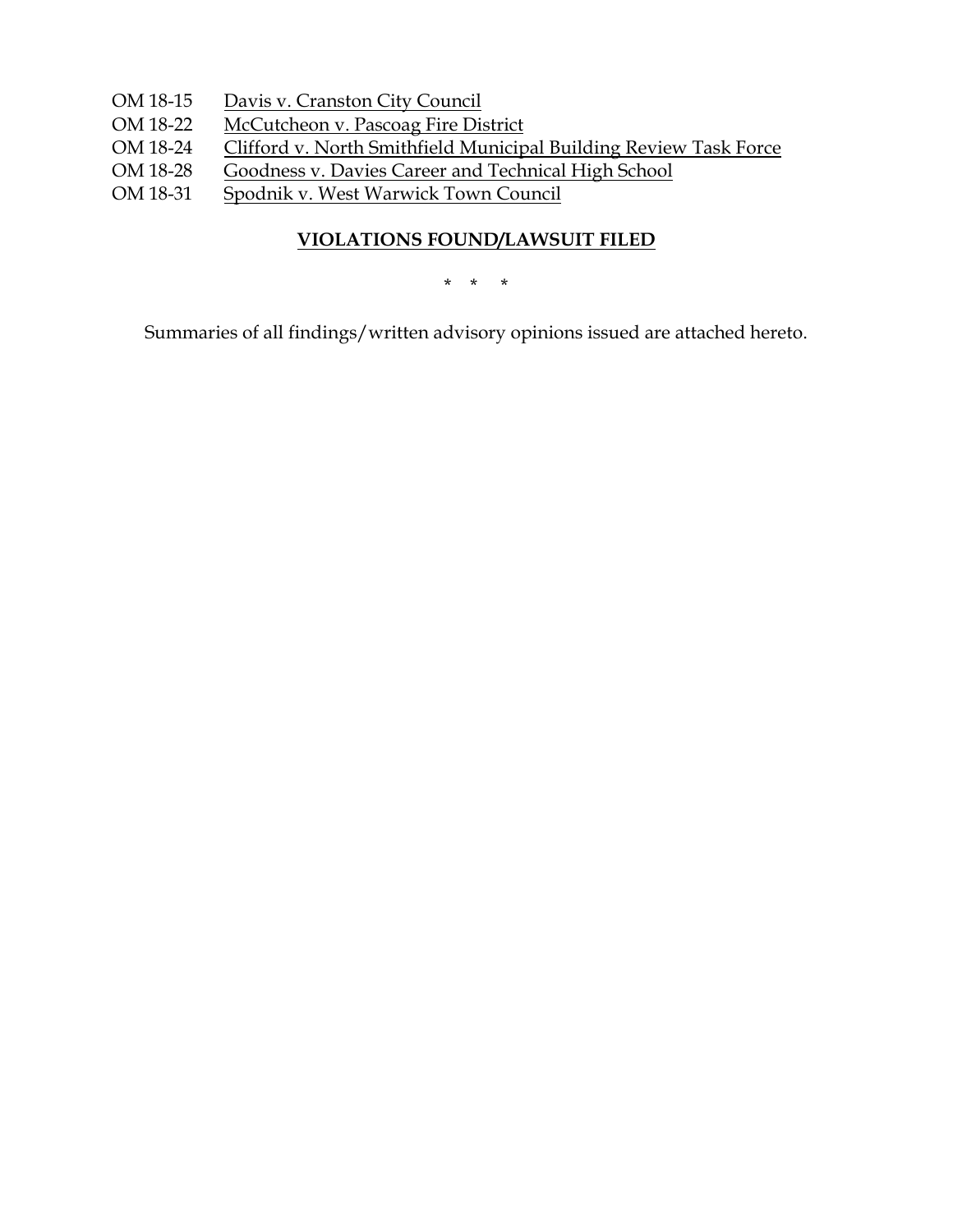OM 18-15 Davis v. Cranston City Council
OM 18-22 McCutcheon v. Pascoag Fire District
OM 18-24 Clifford v. North Smithfield Municipal Building Review Task Force
OM 18-28 Goodness v. Davies Career and Technical High School
OM 18-31 Spodnik v. West Warwick Town Council

**VIOLATIONS FOUND/LAWSUIT FILED**

\* \* \*

Summaries of all findings/written advisory opinions issued are attached hereto.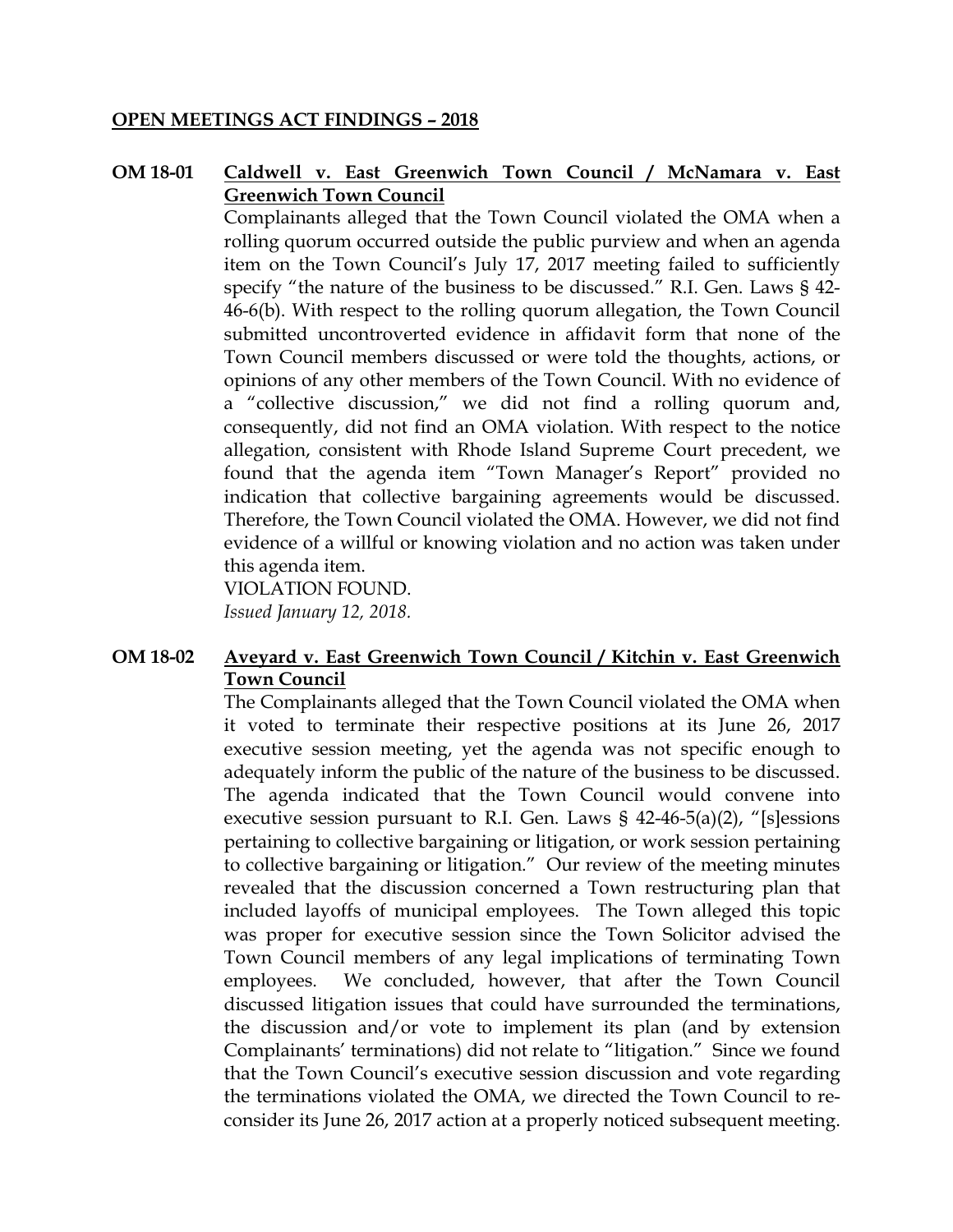**OPEN MEETINGS ACT FINDINGS – 2018**

**OM 18-01 Caldwell v. East Greenwich Town Council / McNamara v. East Greenwich Town Council**

Complainants alleged that the Town Council violated the OMA when a rolling quorum occurred outside the public purview and when an agenda item on the Town Council's July 17, 2017 meeting failed to sufficiently specify "the nature of the business to be discussed." R.I. Gen. Laws § 42-46-6(b). With respect to the rolling quorum allegation, the Town Council submitted uncontroverted evidence in affidavit form that none of the Town Council members discussed or were told the thoughts, actions, or opinions of any other members of the Town Council. With no evidence of a "collective discussion," we did not find a rolling quorum and, consequently, did not find an OMA violation. With respect to the notice allegation, consistent with Rhode Island Supreme Court precedent, we found that the agenda item "Town Manager's Report" provided no indication that collective bargaining agreements would be discussed. Therefore, the Town Council violated the OMA. However, we did not find evidence of a willful or knowing violation and no action was taken under this agenda item.

VIOLATION FOUND.

*Issued January 12, 2018.*

**OM 18-02 Aveyard v. East Greenwich Town Council / Kitchin v. East Greenwich Town Council**

The Complainants alleged that the Town Council violated the OMA when it voted to terminate their respective positions at its June 26, 2017 executive session meeting, yet the agenda was not specific enough to adequately inform the public of the nature of the business to be discussed. The agenda indicated that the Town Council would convene into executive session pursuant to R.I. Gen. Laws § 42-46-5(a)(2), "[s]essions pertaining to collective bargaining or litigation, or work session pertaining to collective bargaining or litigation." Our review of the meeting minutes revealed that the discussion concerned a Town restructuring plan that included layoffs of municipal employees. The Town alleged this topic was proper for executive session since the Town Solicitor advised the Town Council members of any legal implications of terminating Town employees. We concluded, however, that after the Town Council discussed litigation issues that could have surrounded the terminations, the discussion and/or vote to implement its plan (and by extension Complainants' terminations) did not relate to "litigation." Since we found that the Town Council's executive session discussion and vote regarding the terminations violated the OMA, we directed the Town Council to re-consider its June 26, 2017 action at a properly noticed subsequent meeting.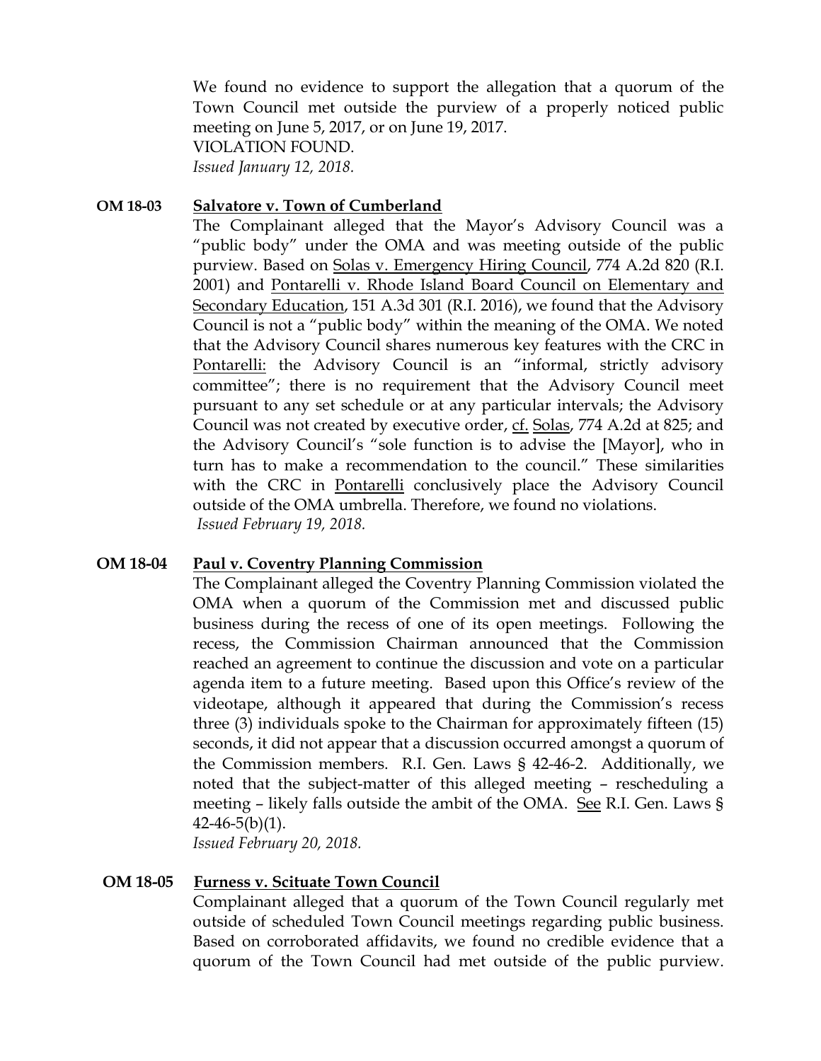We found no evidence to support the allegation that a quorum of the Town Council met outside the purview of a properly noticed public meeting on June 5, 2017, or on June 19, 2017.
VIOLATION FOUND.
*Issued January 12, 2018.*

**OM 18-03 Salvatore v. Town of Cumberland**

The Complainant alleged that the Mayor's Advisory Council was a "public body" under the OMA and was meeting outside of the public purview. Based on Solas v. Emergency Hiring Council, 774 A.2d 820 (R.I. 2001) and Pontarelli v. Rhode Island Board Council on Elementary and Secondary Education, 151 A.3d 301 (R.I. 2016), we found that the Advisory Council is not a "public body" within the meaning of the OMA. We noted that the Advisory Council shares numerous key features with the CRC in Pontarelli: the Advisory Council is an "informal, strictly advisory committee"; there is no requirement that the Advisory Council meet pursuant to any set schedule or at any particular intervals; the Advisory Council was not created by executive order, cf. Solas, 774 A.2d at 825; and the Advisory Council's "sole function is to advise the [Mayor], who in turn has to make a recommendation to the council." These similarities with the CRC in Pontarelli conclusively place the Advisory Council outside of the OMA umbrella. Therefore, we found no violations.
*Issued February 19, 2018.*

**OM 18-04 Paul v. Coventry Planning Commission**

The Complainant alleged the Coventry Planning Commission violated the OMA when a quorum of the Commission met and discussed public business during the recess of one of its open meetings. Following the recess, the Commission Chairman announced that the Commission reached an agreement to continue the discussion and vote on a particular agenda item to a future meeting. Based upon this Office's review of the videotape, although it appeared that during the Commission's recess three (3) individuals spoke to the Chairman for approximately fifteen (15) seconds, it did not appear that a discussion occurred amongst a quorum of the Commission members. R.I. Gen. Laws § 42-46-2. Additionally, we noted that the subject-matter of this alleged meeting – rescheduling a meeting – likely falls outside the ambit of the OMA. See R.I. Gen. Laws § 42-46-5(b)(1).
*Issued February 20, 2018.*

**OM 18-05 Furness v. Scituate Town Council**

Complainant alleged that a quorum of the Town Council regularly met outside of scheduled Town Council meetings regarding public business. Based on corroborated affidavits, we found no credible evidence that a quorum of the Town Council had met outside of the public purview.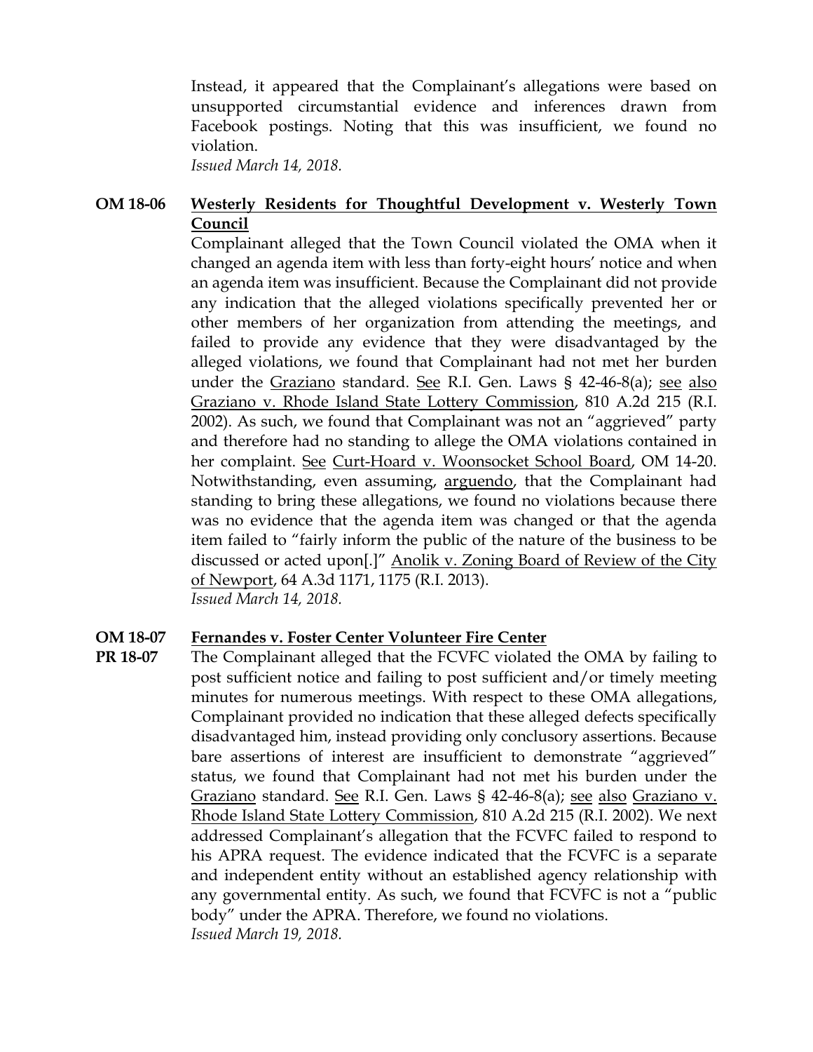Instead, it appeared that the Complainant's allegations were based on unsupported circumstantial evidence and inferences drawn from Facebook postings. Noting that this was insufficient, we found no violation.
*Issued March 14, 2018.*

**OM 18-06** **Westerly Residents for Thoughtful Development v. Westerly Town Council**

Complainant alleged that the Town Council violated the OMA when it changed an agenda item with less than forty-eight hours' notice and when an agenda item was insufficient. Because the Complainant did not provide any indication that the alleged violations specifically prevented her or other members of her organization from attending the meetings, and failed to provide any evidence that they were disadvantaged by the alleged violations, we found that Complainant had not met her burden under the Graziano standard. See R.I. Gen. Laws § 42-46-8(a); see also Graziano v. Rhode Island State Lottery Commission, 810 A.2d 215 (R.I. 2002). As such, we found that Complainant was not an "aggrieved" party and therefore had no standing to allege the OMA violations contained in her complaint. See Curt-Hoard v. Woonsocket School Board, OM 14-20. Notwithstanding, even assuming, arguendo, that the Complainant had standing to bring these allegations, we found no violations because there was no evidence that the agenda item was changed or that the agenda item failed to "fairly inform the public of the nature of the business to be discussed or acted upon[.]" Anolik v. Zoning Board of Review of the City of Newport, 64 A.3d 1171, 1175 (R.I. 2013).
*Issued March 14, 2018.*

**OM 18-07**
**PR 18-07** **Fernandes v. Foster Center Volunteer Fire Center**

The Complainant alleged that the FCVFC violated the OMA by failing to post sufficient notice and failing to post sufficient and/or timely meeting minutes for numerous meetings. With respect to these OMA allegations, Complainant provided no indication that these alleged defects specifically disadvantaged him, instead providing only conclusory assertions. Because bare assertions of interest are insufficient to demonstrate "aggrieved" status, we found that Complainant had not met his burden under the Graziano standard. See R.I. Gen. Laws § 42-46-8(a); see also Graziano v. Rhode Island State Lottery Commission, 810 A.2d 215 (R.I. 2002). We next addressed Complainant's allegation that the FCVFC failed to respond to his APRA request. The evidence indicated that the FCVFC is a separate and independent entity without an established agency relationship with any governmental entity. As such, we found that FCVFC is not a "public body" under the APRA. Therefore, we found no violations.
*Issued March 19, 2018.*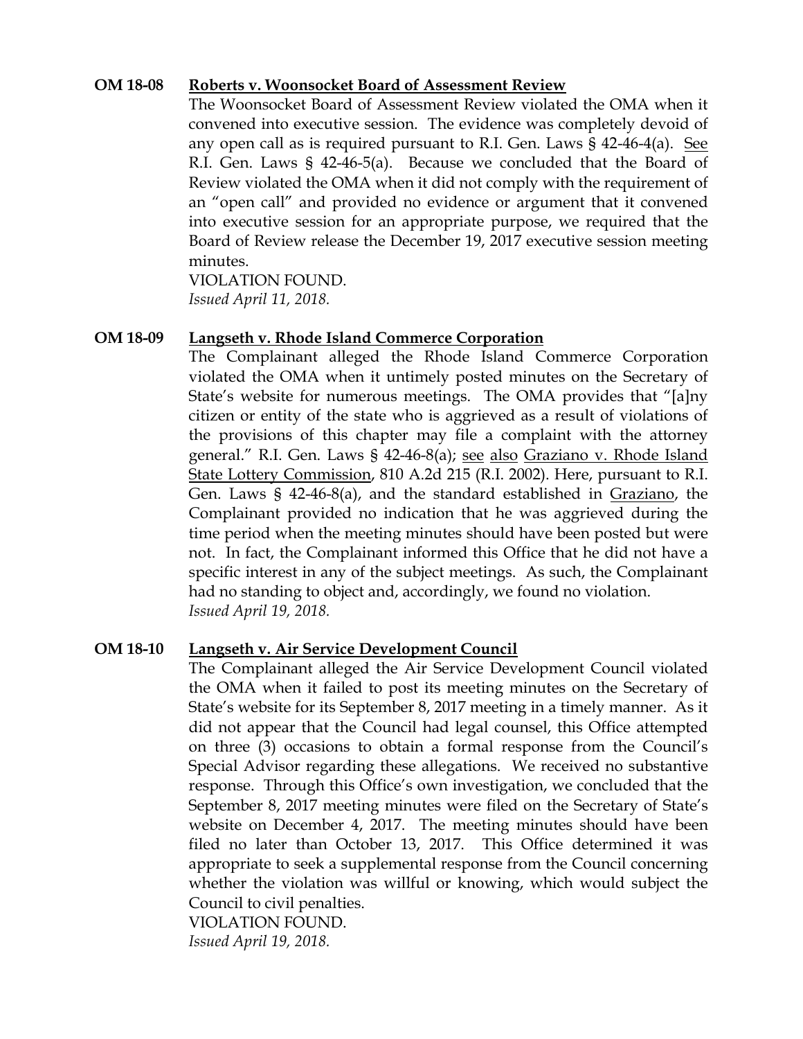**OM 18-08 Roberts v. Woonsocket Board of Assessment Review**

The Woonsocket Board of Assessment Review violated the OMA when it convened into executive session. The evidence was completely devoid of any open call as is required pursuant to R.I. Gen. Laws § 42-46-4(a). See R.I. Gen. Laws § 42-46-5(a). Because we concluded that the Board of Review violated the OMA when it did not comply with the requirement of an "open call" and provided no evidence or argument that it convened into executive session for an appropriate purpose, we required that the Board of Review release the December 19, 2017 executive session meeting minutes.

VIOLATION FOUND.

*Issued April 11, 2018.*

**OM 18-09 Langseth v. Rhode Island Commerce Corporation**

The Complainant alleged the Rhode Island Commerce Corporation violated the OMA when it untimely posted minutes on the Secretary of State's website for numerous meetings. The OMA provides that "[a]ny citizen or entity of the state who is aggrieved as a result of violations of the provisions of this chapter may file a complaint with the attorney general." R.I. Gen. Laws § 42-46-8(a); see also Graziano v. Rhode Island State Lottery Commission, 810 A.2d 215 (R.I. 2002). Here, pursuant to R.I. Gen. Laws § 42-46-8(a), and the standard established in Graziano, the Complainant provided no indication that he was aggrieved during the time period when the meeting minutes should have been posted but were not. In fact, the Complainant informed this Office that he did not have a specific interest in any of the subject meetings. As such, the Complainant had no standing to object and, accordingly, we found no violation.

*Issued April 19, 2018.*

**OM 18-10 Langseth v. Air Service Development Council**

The Complainant alleged the Air Service Development Council violated the OMA when it failed to post its meeting minutes on the Secretary of State's website for its September 8, 2017 meeting in a timely manner. As it did not appear that the Council had legal counsel, this Office attempted on three (3) occasions to obtain a formal response from the Council's Special Advisor regarding these allegations. We received no substantive response. Through this Office's own investigation, we concluded that the September 8, 2017 meeting minutes were filed on the Secretary of State's website on December 4, 2017. The meeting minutes should have been filed no later than October 13, 2017. This Office determined it was appropriate to seek a supplemental response from the Council concerning whether the violation was willful or knowing, which would subject the Council to civil penalties.

VIOLATION FOUND.

*Issued April 19, 2018.*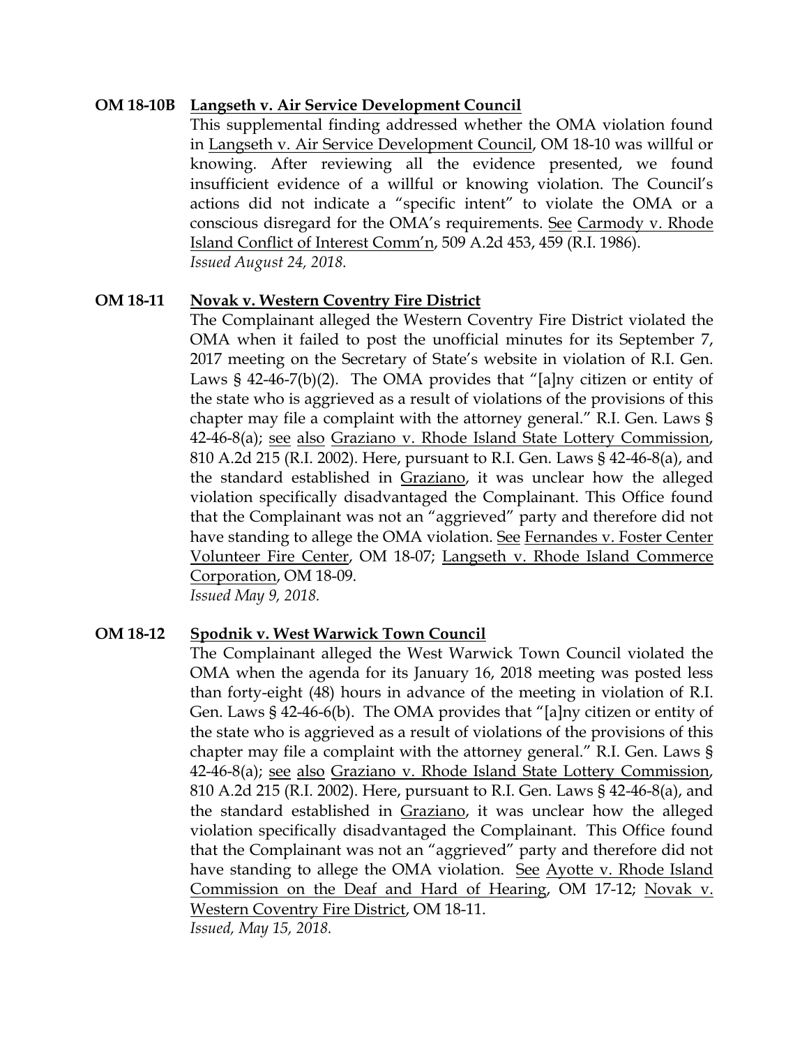**OM 18-10B** **<u>Langseth v. Air Service Development Council</u>**

This supplemental finding addressed whether the OMA violation found in <u>Langseth v. Air Service Development Council</u>, OM 18-10 was willful or knowing. After reviewing all the evidence presented, we found insufficient evidence of a willful or knowing violation. The Council's actions did not indicate a "specific intent" to violate the OMA or a conscious disregard for the OMA's requirements. <u>See</u> <u>Carmody v. Rhode Island Conflict of Interest Comm'n</u>, 509 A.2d 453, 459 (R.I. 1986).
*Issued August 24, 2018.*

**OM 18-11** **<u>Novak v. Western Coventry Fire District</u>**

The Complainant alleged the Western Coventry Fire District violated the OMA when it failed to post the unofficial minutes for its September 7, 2017 meeting on the Secretary of State's website in violation of R.I. Gen. Laws § 42-46-7(b)(2). The OMA provides that "[a]ny citizen or entity of the state who is aggrieved as a result of violations of the provisions of this chapter may file a complaint with the attorney general." R.I. Gen. Laws § 42-46-8(a); <u>see</u> <u>also</u> <u>Graziano v. Rhode Island State Lottery Commission</u>, 810 A.2d 215 (R.I. 2002). Here, pursuant to R.I. Gen. Laws § 42-46-8(a), and the standard established in <u>Graziano</u>, it was unclear how the alleged violation specifically disadvantaged the Complainant. This Office found that the Complainant was not an "aggrieved" party and therefore did not have standing to allege the OMA violation. <u>See</u> <u>Fernandes v. Foster Center Volunteer Fire Center</u>, OM 18-07; <u>Langseth v. Rhode Island Commerce Corporation</u>, OM 18-09.
*Issued May 9, 2018.*

**OM 18-12** **<u>Spodnik v. West Warwick Town Council</u>**

The Complainant alleged the West Warwick Town Council violated the OMA when the agenda for its January 16, 2018 meeting was posted less than forty-eight (48) hours in advance of the meeting in violation of R.I. Gen. Laws § 42-46-6(b). The OMA provides that "[a]ny citizen or entity of the state who is aggrieved as a result of violations of the provisions of this chapter may file a complaint with the attorney general." R.I. Gen. Laws § 42-46-8(a); <u>see</u> <u>also</u> <u>Graziano v. Rhode Island State Lottery Commission</u>, 810 A.2d 215 (R.I. 2002). Here, pursuant to R.I. Gen. Laws § 42-46-8(a), and the standard established in <u>Graziano</u>, it was unclear how the alleged violation specifically disadvantaged the Complainant. This Office found that the Complainant was not an "aggrieved" party and therefore did not have standing to allege the OMA violation. <u>See</u> <u>Ayotte v. Rhode Island Commission on the Deaf and Hard of Hearing</u>, OM 17-12; <u>Novak v. Western Coventry Fire District</u>, OM 18-11.
*Issued, May 15, 2018.*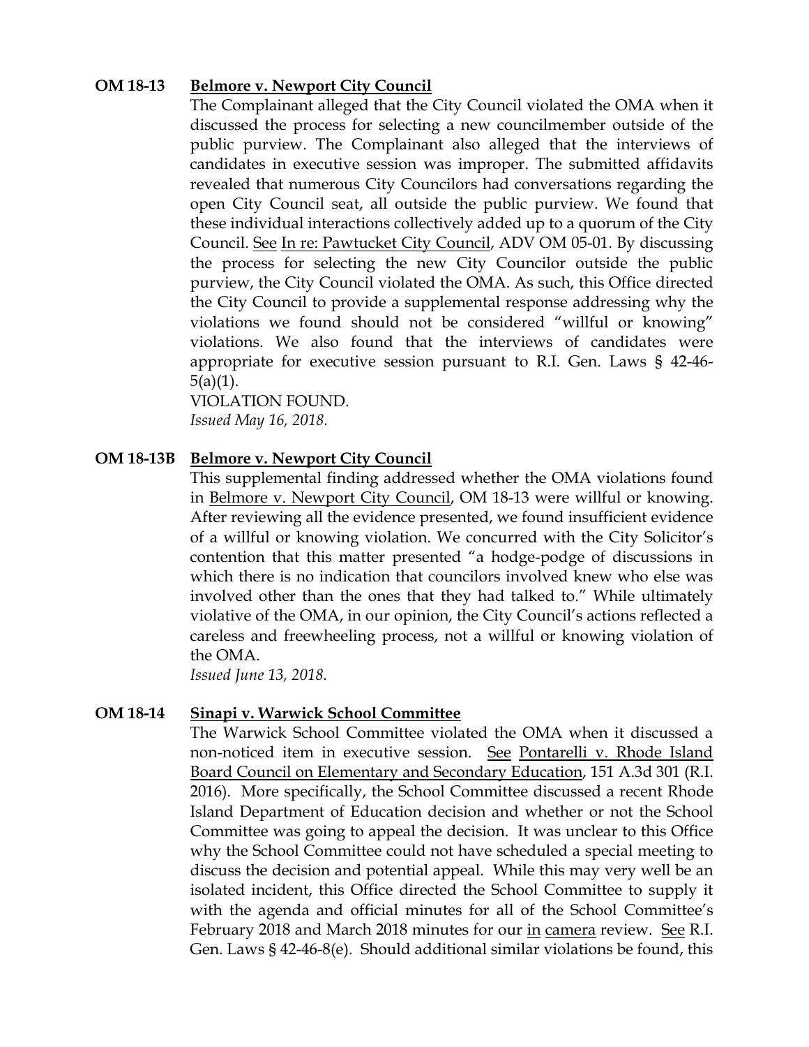**OM 18-13 Belmore v. Newport City Council**

The Complainant alleged that the City Council violated the OMA when it discussed the process for selecting a new councilmember outside of the public purview. The Complainant also alleged that the interviews of candidates in executive session was improper. The submitted affidavits revealed that numerous City Councilors had conversations regarding the open City Council seat, all outside the public purview. We found that these individual interactions collectively added up to a quorum of the City Council. See In re: Pawtucket City Council, ADV OM 05-01. By discussing the process for selecting the new City Councilor outside the public purview, the City Council violated the OMA. As such, this Office directed the City Council to provide a supplemental response addressing why the violations we found should not be considered "willful or knowing" violations. We also found that the interviews of candidates were appropriate for executive session pursuant to R.I. Gen. Laws § 42-46-5(a)(1).

VIOLATION FOUND.

*Issued May 16, 2018.*

**OM 18-13B Belmore v. Newport City Council**

This supplemental finding addressed whether the OMA violations found in Belmore v. Newport City Council, OM 18-13 were willful or knowing. After reviewing all the evidence presented, we found insufficient evidence of a willful or knowing violation. We concurred with the City Solicitor's contention that this matter presented "a hodge-podge of discussions in which there is no indication that councilors involved knew who else was involved other than the ones that they had talked to." While ultimately violative of the OMA, in our opinion, the City Council's actions reflected a careless and freewheeling process, not a willful or knowing violation of the OMA.

*Issued June 13, 2018.*

**OM 18-14 Sinapi v. Warwick School Committee**

The Warwick School Committee violated the OMA when it discussed a non-noticed item in executive session. See Pontarelli v. Rhode Island Board Council on Elementary and Secondary Education, 151 A.3d 301 (R.I. 2016). More specifically, the School Committee discussed a recent Rhode Island Department of Education decision and whether or not the School Committee was going to appeal the decision. It was unclear to this Office why the School Committee could not have scheduled a special meeting to discuss the decision and potential appeal. While this may very well be an isolated incident, this Office directed the School Committee to supply it with the agenda and official minutes for all of the School Committee's February 2018 and March 2018 minutes for our in camera review. See R.I. Gen. Laws § 42-46-8(e). Should additional similar violations be found, this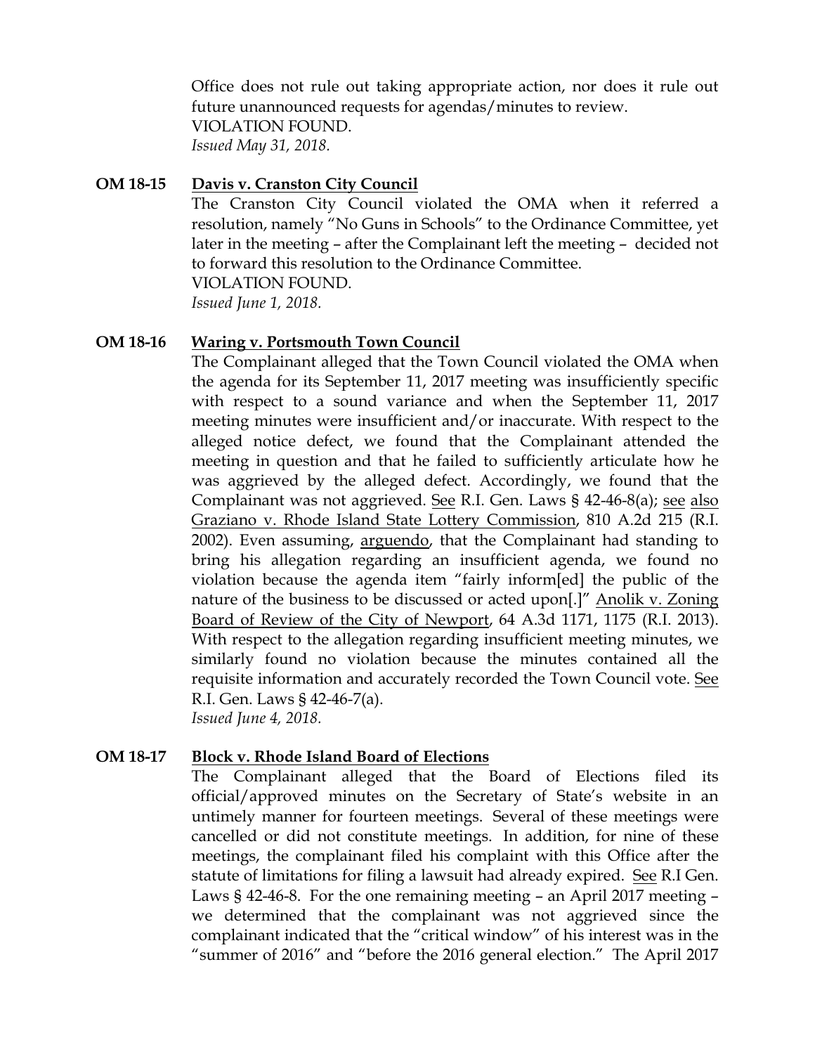Office does not rule out taking appropriate action, nor does it rule out future unannounced requests for agendas/minutes to review.
VIOLATION FOUND.
*Issued May 31, 2018.*

**OM 18-15 Davis v. Cranston City Council**

The Cranston City Council violated the OMA when it referred a resolution, namely "No Guns in Schools" to the Ordinance Committee, yet later in the meeting – after the Complainant left the meeting – decided not to forward this resolution to the Ordinance Committee.
VIOLATION FOUND.
*Issued June 1, 2018.*

**OM 18-16 Waring v. Portsmouth Town Council**

The Complainant alleged that the Town Council violated the OMA when the agenda for its September 11, 2017 meeting was insufficiently specific with respect to a sound variance and when the September 11, 2017 meeting minutes were insufficient and/or inaccurate. With respect to the alleged notice defect, we found that the Complainant attended the meeting in question and that he failed to sufficiently articulate how he was aggrieved by the alleged defect. Accordingly, we found that the Complainant was not aggrieved. See R.I. Gen. Laws § 42-46-8(a); see also Graziano v. Rhode Island State Lottery Commission, 810 A.2d 215 (R.I. 2002). Even assuming, arguendo, that the Complainant had standing to bring his allegation regarding an insufficient agenda, we found no violation because the agenda item "fairly inform[ed] the public of the nature of the business to be discussed or acted upon[.]" Anolik v. Zoning Board of Review of the City of Newport, 64 A.3d 1171, 1175 (R.I. 2013). With respect to the allegation regarding insufficient meeting minutes, we similarly found no violation because the minutes contained all the requisite information and accurately recorded the Town Council vote. See R.I. Gen. Laws § 42-46-7(a).
*Issued June 4, 2018.*

**OM 18-17 Block v. Rhode Island Board of Elections**

The Complainant alleged that the Board of Elections filed its official/approved minutes on the Secretary of State's website in an untimely manner for fourteen meetings. Several of these meetings were cancelled or did not constitute meetings. In addition, for nine of these meetings, the complainant filed his complaint with this Office after the statute of limitations for filing a lawsuit had already expired. See R.I Gen. Laws § 42-46-8. For the one remaining meeting – an April 2017 meeting – we determined that the complainant was not aggrieved since the complainant indicated that the "critical window" of his interest was in the "summer of 2016" and "before the 2016 general election." The April 2017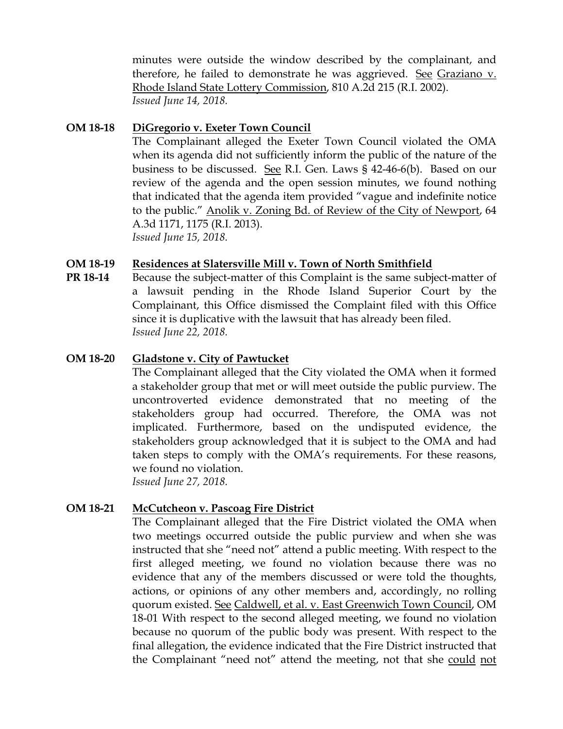minutes were outside the window described by the complainant, and therefore, he failed to demonstrate he was aggrieved. See Graziano v. Rhode Island State Lottery Commission, 810 A.2d 215 (R.I. 2002).
*Issued June 14, 2018.*

**OM 18-18 DiGregorio v. Exeter Town Council**

The Complainant alleged the Exeter Town Council violated the OMA when its agenda did not sufficiently inform the public of the nature of the business to be discussed. See R.I. Gen. Laws § 42-46-6(b). Based on our review of the agenda and the open session minutes, we found nothing that indicated that the agenda item provided "vague and indefinite notice to the public." Anolik v. Zoning Bd. of Review of the City of Newport, 64 A.3d 1171, 1175 (R.I. 2013).
*Issued June 15, 2018.*

**OM 18-19 Residences at Slatersville Mill v. Town of North Smithfield**
**PR 18-14**

Because the subject-matter of this Complaint is the same subject-matter of a lawsuit pending in the Rhode Island Superior Court by the Complainant, this Office dismissed the Complaint filed with this Office since it is duplicative with the lawsuit that has already been filed.
*Issued June 22, 2018.*

**OM 18-20 Gladstone v. City of Pawtucket**

The Complainant alleged that the City violated the OMA when it formed a stakeholder group that met or will meet outside the public purview. The uncontroverted evidence demonstrated that no meeting of the stakeholders group had occurred. Therefore, the OMA was not implicated. Furthermore, based on the undisputed evidence, the stakeholders group acknowledged that it is subject to the OMA and had taken steps to comply with the OMA's requirements. For these reasons, we found no violation.
*Issued June 27, 2018.*

**OM 18-21 McCutcheon v. Pascoag Fire District**

The Complainant alleged that the Fire District violated the OMA when two meetings occurred outside the public purview and when she was instructed that she "need not" attend a public meeting. With respect to the first alleged meeting, we found no violation because there was no evidence that any of the members discussed or were told the thoughts, actions, or opinions of any other members and, accordingly, no rolling quorum existed. See Caldwell, et al. v. East Greenwich Town Council, OM 18-01 With respect to the second alleged meeting, we found no violation because no quorum of the public body was present. With respect to the final allegation, the evidence indicated that the Fire District instructed that the Complainant "need not" attend the meeting, not that she could not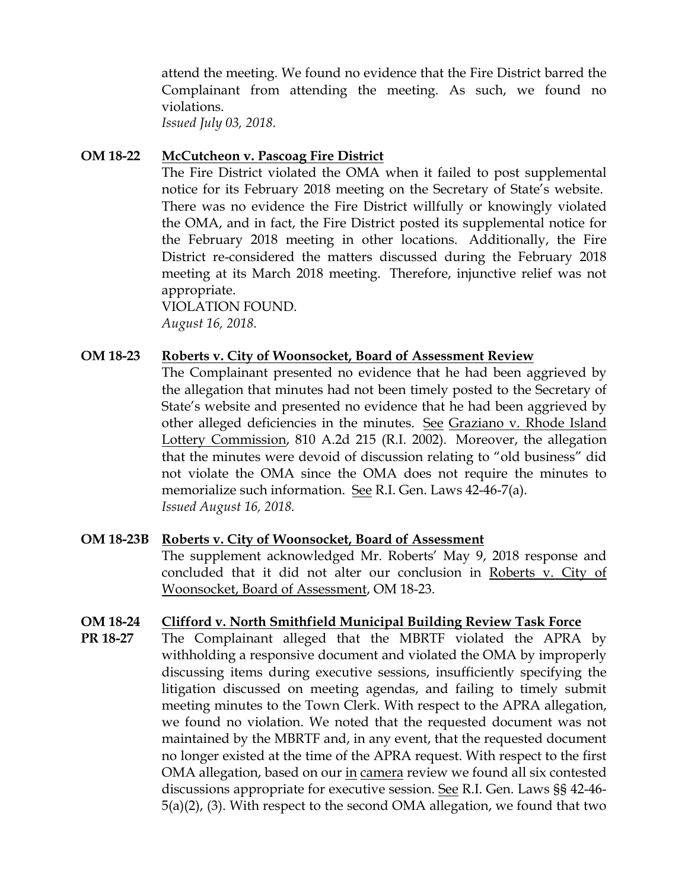attend the meeting. We found no evidence that the Fire District barred the Complainant from attending the meeting. As such, we found no violations.
*Issued July 03, 2018.*

**OM 18-22** **McCutcheon v. Pascoag Fire District**

The Fire District violated the OMA when it failed to post supplemental notice for its February 2018 meeting on the Secretary of State's website. There was no evidence the Fire District willfully or knowingly violated the OMA, and in fact, the Fire District posted its supplemental notice for the February 2018 meeting in other locations. Additionally, the Fire District re-considered the matters discussed during the February 2018 meeting at its March 2018 meeting. Therefore, injunctive relief was not appropriate.
VIOLATION FOUND.
*August 16, 2018.*

**OM 18-23** **Roberts v. City of Woonsocket, Board of Assessment Review**

The Complainant presented no evidence that he had been aggrieved by the allegation that minutes had not been timely posted to the Secretary of State's website and presented no evidence that he had been aggrieved by other alleged deficiencies in the minutes. See Graziano v. Rhode Island Lottery Commission, 810 A.2d 215 (R.I. 2002). Moreover, the allegation that the minutes were devoid of discussion relating to "old business" did not violate the OMA since the OMA does not require the minutes to memorialize such information. See R.I. Gen. Laws 42-46-7(a).
*Issued August 16, 2018.*

**OM 18-23B** **Roberts v. City of Woonsocket, Board of Assessment**

The supplement acknowledged Mr. Roberts' May 9, 2018 response and concluded that it did not alter our conclusion in Roberts v. City of Woonsocket, Board of Assessment, OM 18-23.

**OM 18-24** **Clifford v. North Smithfield Municipal Building Review Task Force**
**PR 18-27**

The Complainant alleged that the MBRTF violated the APRA by withholding a responsive document and violated the OMA by improperly discussing items during executive sessions, insufficiently specifying the litigation discussed on meeting agendas, and failing to timely submit meeting minutes to the Town Clerk. With respect to the APRA allegation, we found no violation. We noted that the requested document was not maintained by the MBRTF and, in any event, that the requested document no longer existed at the time of the APRA request. With respect to the first OMA allegation, based on our in camera review we found all six contested discussions appropriate for executive session. See R.I. Gen. Laws §§ 42-46-5(a)(2), (3). With respect to the second OMA allegation, we found that two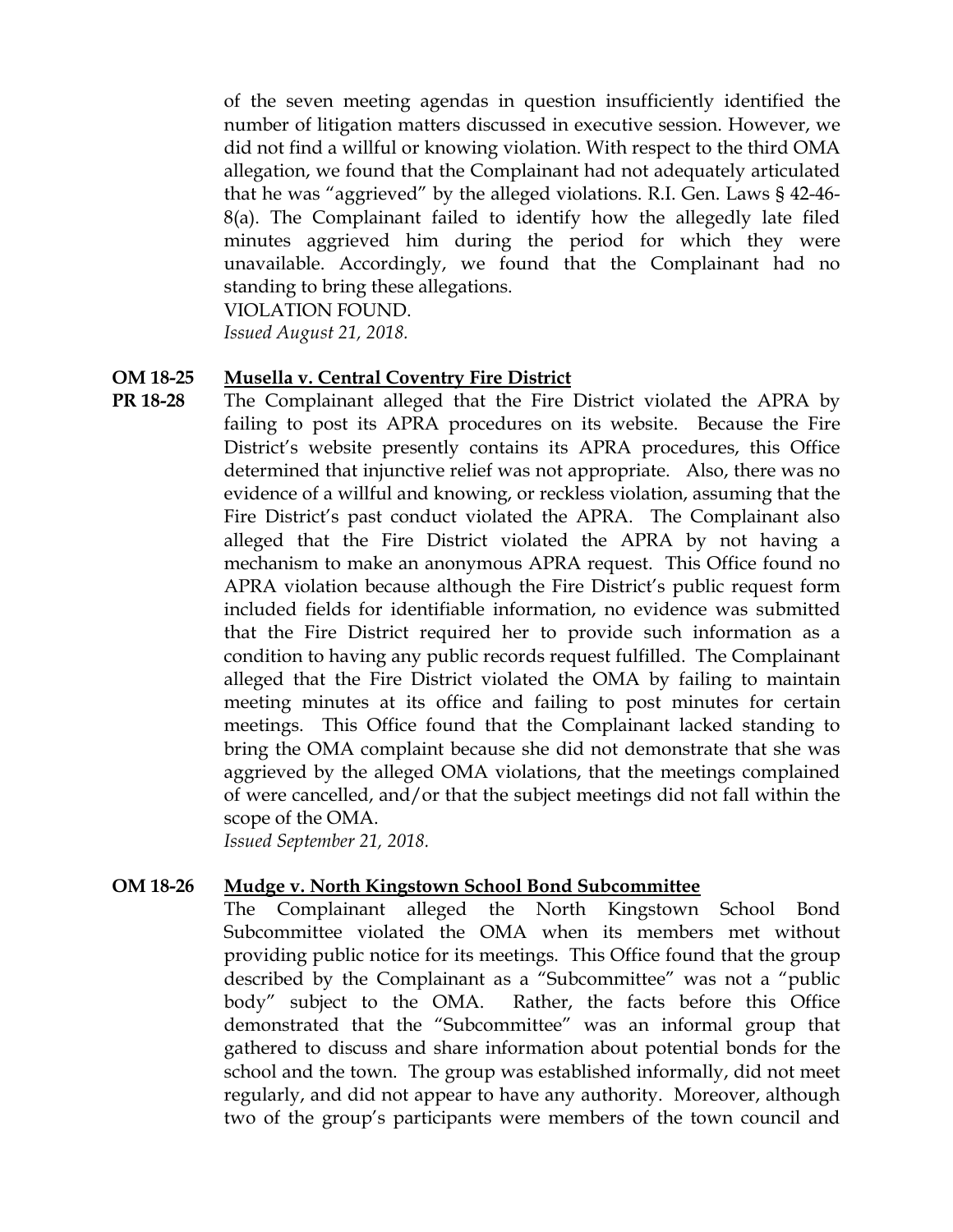of the seven meeting agendas in question insufficiently identified the number of litigation matters discussed in executive session. However, we did not find a willful or knowing violation. With respect to the third OMA allegation, we found that the Complainant had not adequately articulated that he was "aggrieved" by the alleged violations. R.I. Gen. Laws § 42-46-8(a). The Complainant failed to identify how the allegedly late filed minutes aggrieved him during the period for which they were unavailable. Accordingly, we found that the Complainant had no standing to bring these allegations.
VIOLATION FOUND.
*Issued August 21, 2018.*

**OM 18-25** **Musella v. Central Coventry Fire District**
**PR 18-28**

The Complainant alleged that the Fire District violated the APRA by failing to post its APRA procedures on its website. Because the Fire District's website presently contains its APRA procedures, this Office determined that injunctive relief was not appropriate. Also, there was no evidence of a willful and knowing, or reckless violation, assuming that the Fire District's past conduct violated the APRA. The Complainant also alleged that the Fire District violated the APRA by not having a mechanism to make an anonymous APRA request. This Office found no APRA violation because although the Fire District's public request form included fields for identifiable information, no evidence was submitted that the Fire District required her to provide such information as a condition to having any public records request fulfilled. The Complainant alleged that the Fire District violated the OMA by failing to maintain meeting minutes at its office and failing to post minutes for certain meetings. This Office found that the Complainant lacked standing to bring the OMA complaint because she did not demonstrate that she was aggrieved by the alleged OMA violations, that the meetings complained of were cancelled, and/or that the subject meetings did not fall within the scope of the OMA.
*Issued September 21, 2018.*

**OM 18-26** **Mudge v. North Kingstown School Bond Subcommittee**

The Complainant alleged the North Kingstown School Bond Subcommittee violated the OMA when its members met without providing public notice for its meetings. This Office found that the group described by the Complainant as a "Subcommittee" was not a "public body" subject to the OMA. Rather, the facts before this Office demonstrated that the "Subcommittee" was an informal group that gathered to discuss and share information about potential bonds for the school and the town. The group was established informally, did not meet regularly, and did not appear to have any authority. Moreover, although two of the group's participants were members of the town council and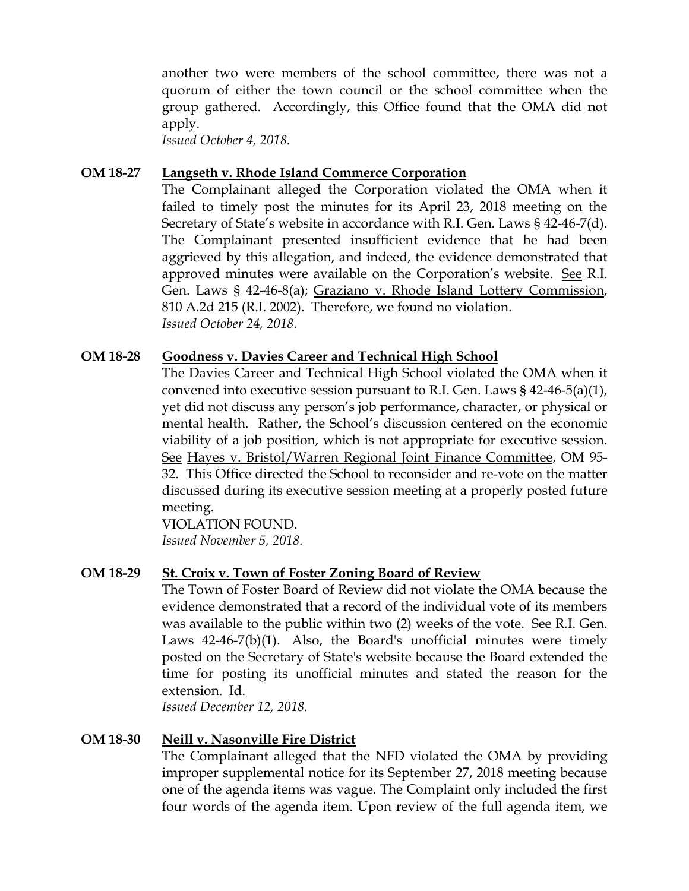another two were members of the school committee, there was not a quorum of either the town council or the school committee when the group gathered. Accordingly, this Office found that the OMA did not apply.
*Issued October 4, 2018.*

**OM 18-27** **Langseth v. Rhode Island Commerce Corporation**

The Complainant alleged the Corporation violated the OMA when it failed to timely post the minutes for its April 23, 2018 meeting on the Secretary of State's website in accordance with R.I. Gen. Laws § 42-46-7(d). The Complainant presented insufficient evidence that he had been aggrieved by this allegation, and indeed, the evidence demonstrated that approved minutes were available on the Corporation's website. See R.I. Gen. Laws § 42-46-8(a); Graziano v. Rhode Island Lottery Commission, 810 A.2d 215 (R.I. 2002). Therefore, we found no violation.
*Issued October 24, 2018.*

**OM 18-28** **Goodness v. Davies Career and Technical High School**

The Davies Career and Technical High School violated the OMA when it convened into executive session pursuant to R.I. Gen. Laws § 42-46-5(a)(1), yet did not discuss any person's job performance, character, or physical or mental health. Rather, the School's discussion centered on the economic viability of a job position, which is not appropriate for executive session. See Hayes v. Bristol/Warren Regional Joint Finance Committee, OM 95-32. This Office directed the School to reconsider and re-vote on the matter discussed during its executive session meeting at a properly posted future meeting.
VIOLATION FOUND.
*Issued November 5, 2018.*

**OM 18-29** **St. Croix v. Town of Foster Zoning Board of Review**

The Town of Foster Board of Review did not violate the OMA because the evidence demonstrated that a record of the individual vote of its members was available to the public within two (2) weeks of the vote. See R.I. Gen. Laws 42-46-7(b)(1). Also, the Board's unofficial minutes were timely posted on the Secretary of State's website because the Board extended the time for posting its unofficial minutes and stated the reason for the extension. Id.
*Issued December 12, 2018.*

**OM 18-30** **Neill v. Nasonville Fire District**

The Complainant alleged that the NFD violated the OMA by providing improper supplemental notice for its September 27, 2018 meeting because one of the agenda items was vague. The Complaint only included the first four words of the agenda item. Upon review of the full agenda item, we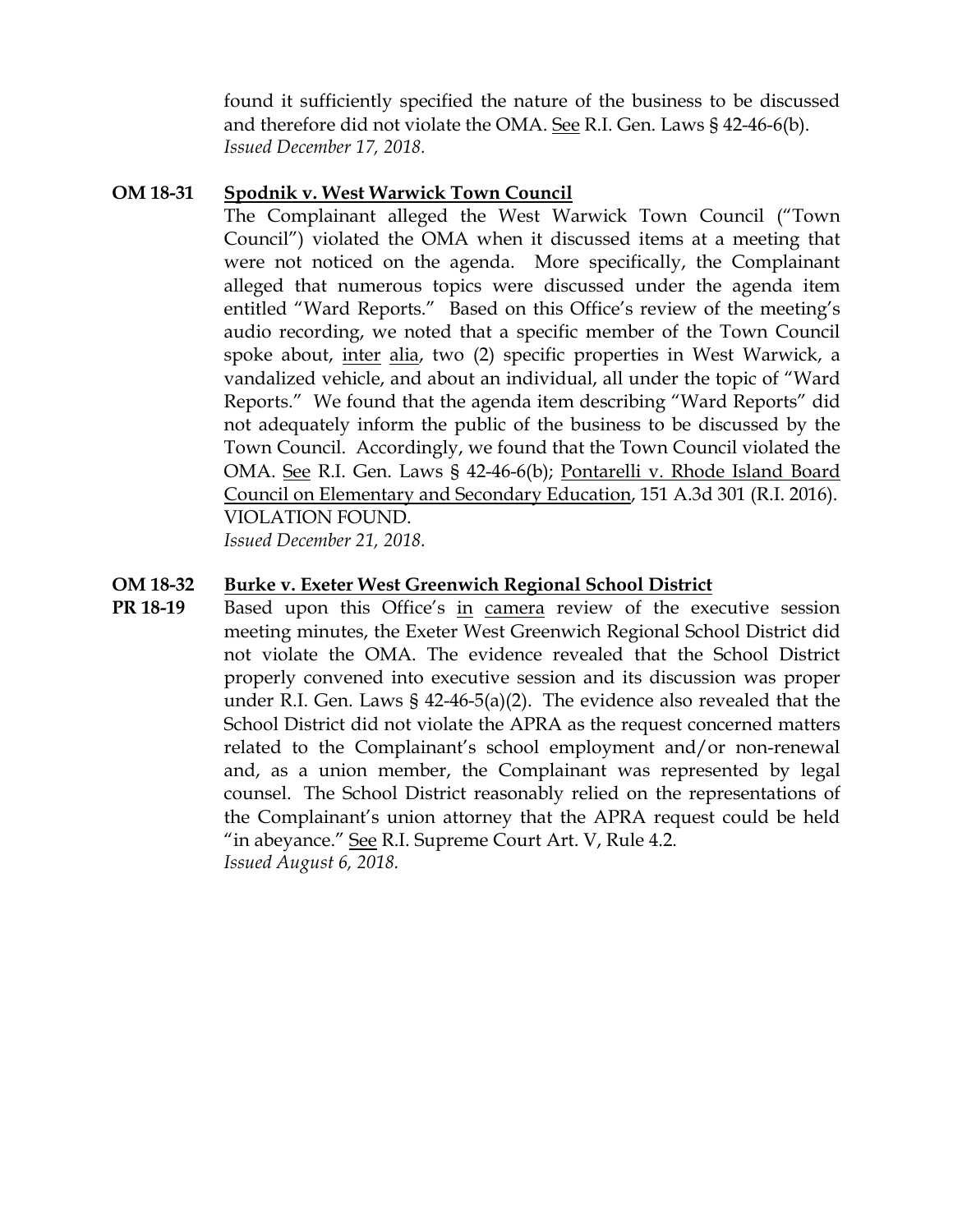found it sufficiently specified the nature of the business to be discussed and therefore did not violate the OMA. See R.I. Gen. Laws § 42-46-6(b).
*Issued December 17, 2018.*

**OM 18-31 Spodnik v. West Warwick Town Council**

The Complainant alleged the West Warwick Town Council ("Town Council") violated the OMA when it discussed items at a meeting that were not noticed on the agenda. More specifically, the Complainant alleged that numerous topics were discussed under the agenda item entitled "Ward Reports." Based on this Office's review of the meeting's audio recording, we noted that a specific member of the Town Council spoke about, inter alia, two (2) specific properties in West Warwick, a vandalized vehicle, and about an individual, all under the topic of "Ward Reports." We found that the agenda item describing "Ward Reports" did not adequately inform the public of the business to be discussed by the Town Council. Accordingly, we found that the Town Council violated the OMA. See R.I. Gen. Laws § 42-46-6(b); Pontarelli v. Rhode Island Board Council on Elementary and Secondary Education, 151 A.3d 301 (R.I. 2016).
VIOLATION FOUND.
*Issued December 21, 2018.*

**OM 18-32**
**PR 18-19 Burke v. Exeter West Greenwich Regional School District**

Based upon this Office's in camera review of the executive session meeting minutes, the Exeter West Greenwich Regional School District did not violate the OMA. The evidence revealed that the School District properly convened into executive session and its discussion was proper under R.I. Gen. Laws § 42-46-5(a)(2). The evidence also revealed that the School District did not violate the APRA as the request concerned matters related to the Complainant's school employment and/or non-renewal and, as a union member, the Complainant was represented by legal counsel. The School District reasonably relied on the representations of the Complainant's union attorney that the APRA request could be held "in abeyance." See R.I. Supreme Court Art. V, Rule 4.2.
*Issued August 6, 2018.*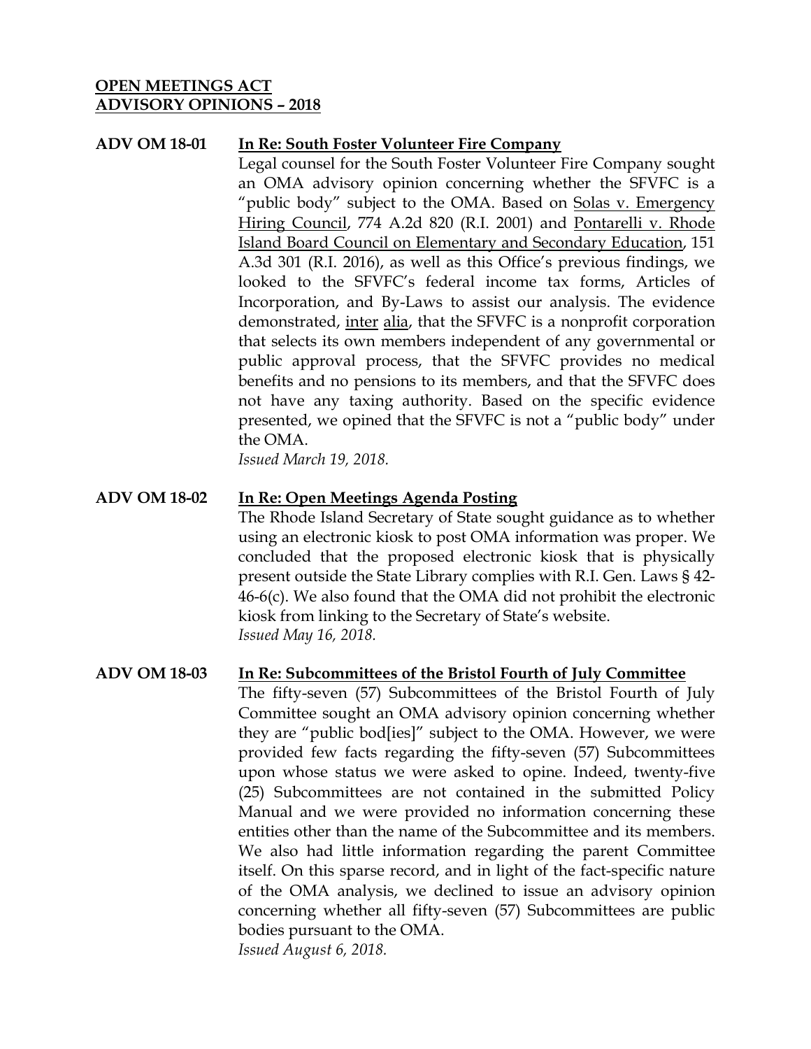**OPEN MEETINGS ACT**
**ADVISORY OPINIONS – 2018**

**ADV OM 18-01** **In Re: South Foster Volunteer Fire Company**

Legal counsel for the South Foster Volunteer Fire Company sought an OMA advisory opinion concerning whether the SFVFC is a "public body" subject to the OMA. Based on Solas v. Emergency Hiring Council, 774 A.2d 820 (R.I. 2001) and Pontarelli v. Rhode Island Board Council on Elementary and Secondary Education, 151 A.3d 301 (R.I. 2016), as well as this Office's previous findings, we looked to the SFVFC's federal income tax forms, Articles of Incorporation, and By-Laws to assist our analysis. The evidence demonstrated, inter alia, that the SFVFC is a nonprofit corporation that selects its own members independent of any governmental or public approval process, that the SFVFC provides no medical benefits and no pensions to its members, and that the SFVFC does not have any taxing authority. Based on the specific evidence presented, we opined that the SFVFC is not a "public body" under the OMA.

*Issued March 19, 2018.*

**ADV OM 18-02** **In Re: Open Meetings Agenda Posting**

The Rhode Island Secretary of State sought guidance as to whether using an electronic kiosk to post OMA information was proper. We concluded that the proposed electronic kiosk that is physically present outside the State Library complies with R.I. Gen. Laws § 42-46-6(c). We also found that the OMA did not prohibit the electronic kiosk from linking to the Secretary of State's website.

*Issued May 16, 2018.*

**ADV OM 18-03** **In Re: Subcommittees of the Bristol Fourth of July Committee**

The fifty-seven (57) Subcommittees of the Bristol Fourth of July Committee sought an OMA advisory opinion concerning whether they are "public bod[ies]" subject to the OMA. However, we were provided few facts regarding the fifty-seven (57) Subcommittees upon whose status we were asked to opine. Indeed, twenty-five (25) Subcommittees are not contained in the submitted Policy Manual and we were provided no information concerning these entities other than the name of the Subcommittee and its members. We also had little information regarding the parent Committee itself. On this sparse record, and in light of the fact-specific nature of the OMA analysis, we declined to issue an advisory opinion concerning whether all fifty-seven (57) Subcommittees are public bodies pursuant to the OMA.

*Issued August 6, 2018.*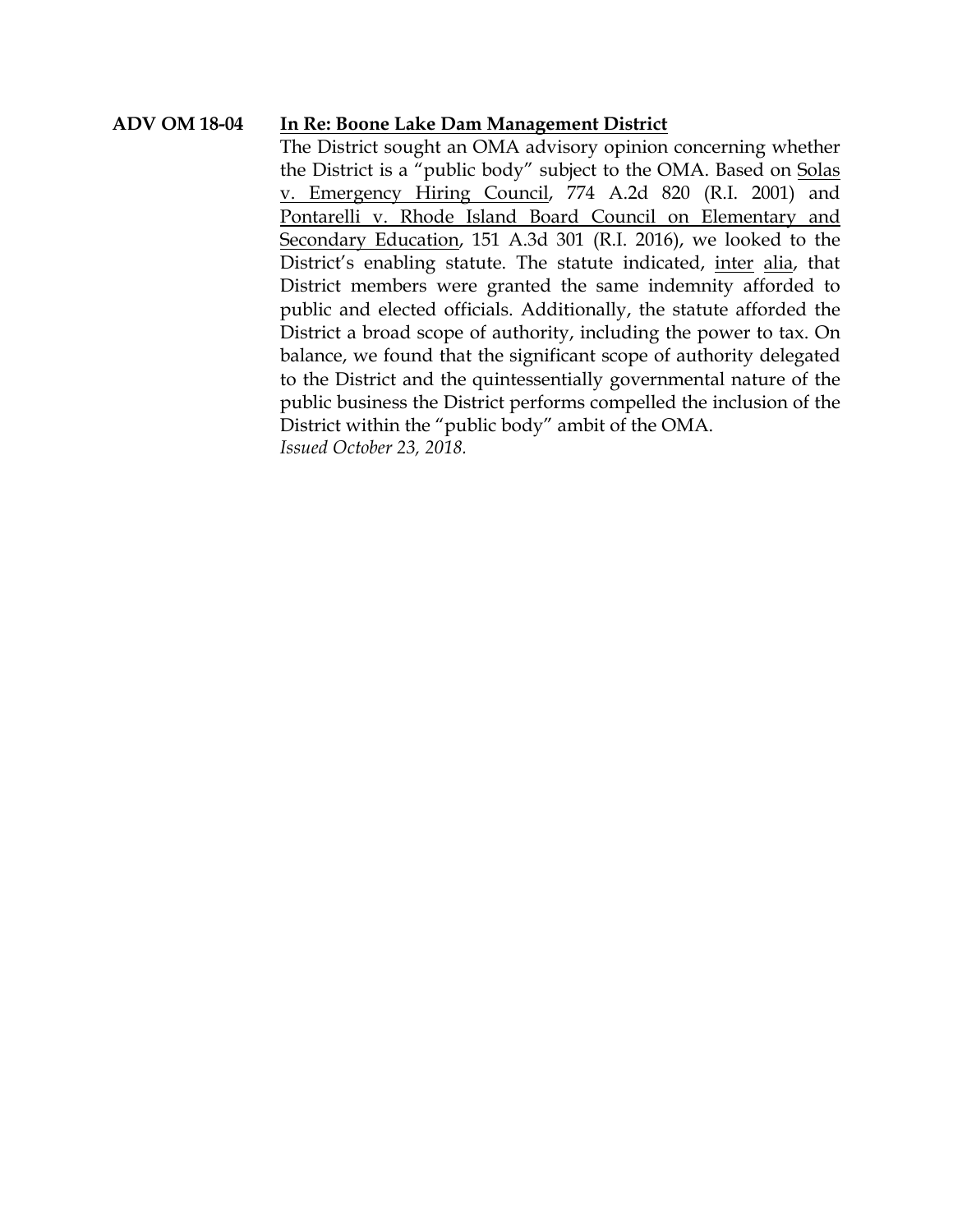**ADV OM 18-04** **In Re: Boone Lake Dam Management District**

The District sought an OMA advisory opinion concerning whether the District is a "public body" subject to the OMA. Based on Solas v. Emergency Hiring Council, 774 A.2d 820 (R.I. 2001) and Pontarelli v. Rhode Island Board Council on Elementary and Secondary Education, 151 A.3d 301 (R.I. 2016), we looked to the District's enabling statute. The statute indicated, inter alia, that District members were granted the same indemnity afforded to public and elected officials. Additionally, the statute afforded the District a broad scope of authority, including the power to tax. On balance, we found that the significant scope of authority delegated to the District and the quintessentially governmental nature of the public business the District performs compelled the inclusion of the District within the "public body" ambit of the OMA.

*Issued October 23, 2018.*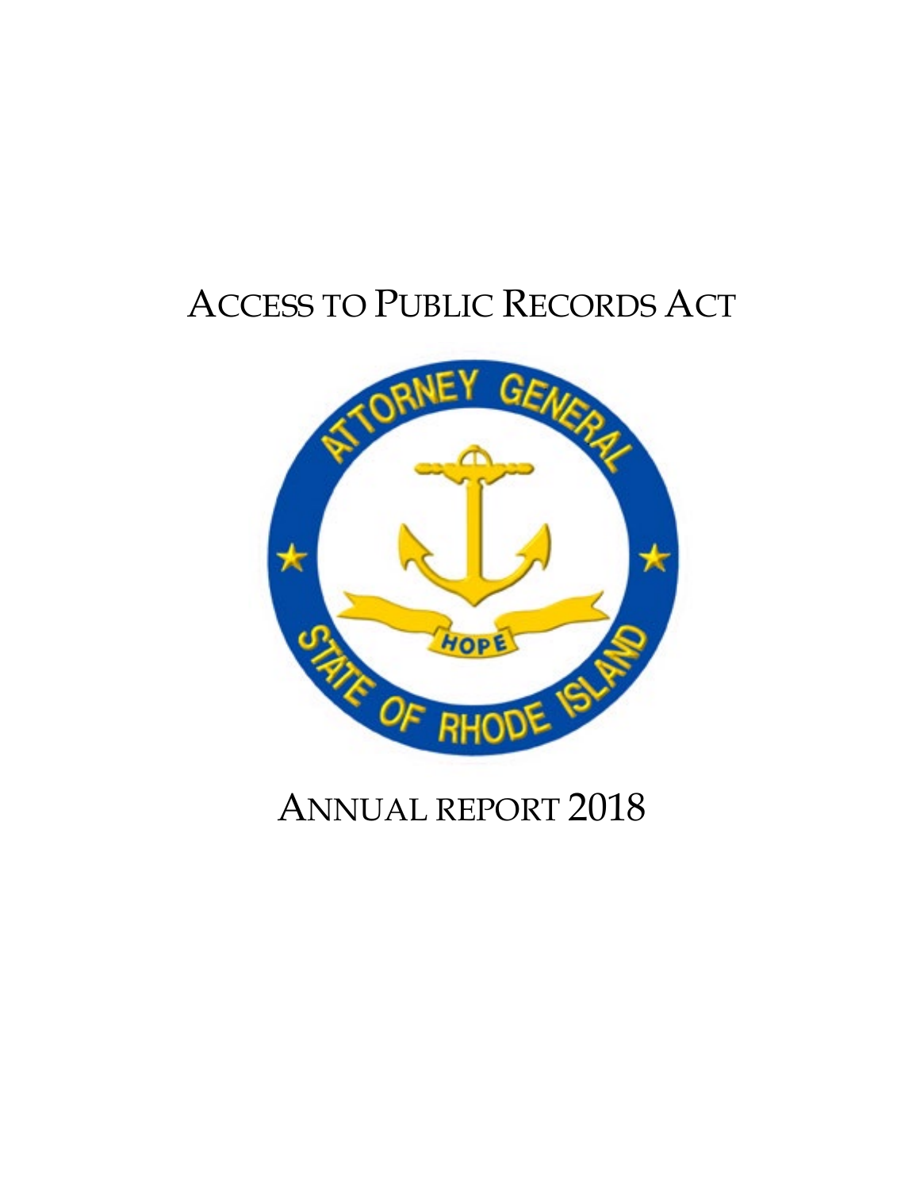# ACCESS TO PUBLIC RECORDS ACT

# ANNUAL REPORT 2018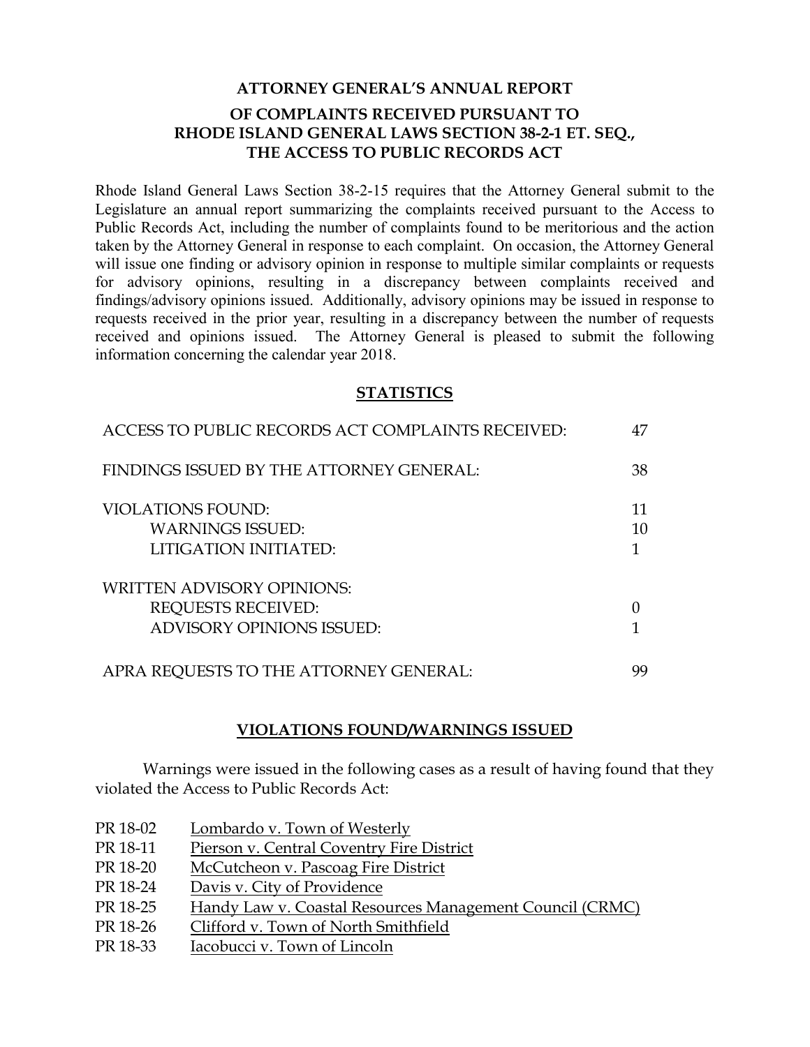## ATTORNEY GENERAL'S ANNUAL REPORT

## OF COMPLAINTS RECEIVED PURSUANT TO RHODE ISLAND GENERAL LAWS SECTION 38-2-1 ET. SEQ., THE ACCESS TO PUBLIC RECORDS ACT

Rhode Island General Laws Section 38-2-15 requires that the Attorney General submit to the Legislature an annual report summarizing the complaints received pursuant to the Access to Public Records Act, including the number of complaints found to be meritorious and the action taken by the Attorney General in response to each complaint. On occasion, the Attorney General will issue one finding or advisory opinion in response to multiple similar complaints or requests for advisory opinions, resulting in a discrepancy between complaints received and findings/advisory opinions issued. Additionally, advisory opinions may be issued in response to requests received in the prior year, resulting in a discrepancy between the number of requests received and opinions issued. The Attorney General is pleased to submit the following information concerning the calendar year 2018.

### STATISTICS

| | |
|---|---|
| ACCESS TO PUBLIC RECORDS ACT COMPLAINTS RECEIVED: | 47 |
| FINDINGS ISSUED BY THE ATTORNEY GENERAL: | 38 |
| VIOLATIONS FOUND: | 11 |
| WARNINGS ISSUED: | 10 |
| LITIGATION INITIATED: | 1 |
| WRITTEN ADVISORY OPINIONS: | |
| REQUESTS RECEIVED: | 0 |
| ADVISORY OPINIONS ISSUED: | 1 |
| APRA REQUESTS TO THE ATTORNEY GENERAL: | 99 |

### VIOLATIONS FOUND/WARNINGS ISSUED

Warnings were issued in the following cases as a result of having found that they violated the Access to Public Records Act:

- PR 18-02 Lombardo v. Town of Westerly
- PR 18-11 Pierson v. Central Coventry Fire District
- PR 18-20 McCutcheon v. Pascoag Fire District
- PR 18-24 Davis v. City of Providence
- PR 18-25 Handy Law v. Coastal Resources Management Council (CRMC)
- PR 18-26 Clifford v. Town of North Smithfield
- PR 18-33 Iacobucci v. Town of Lincoln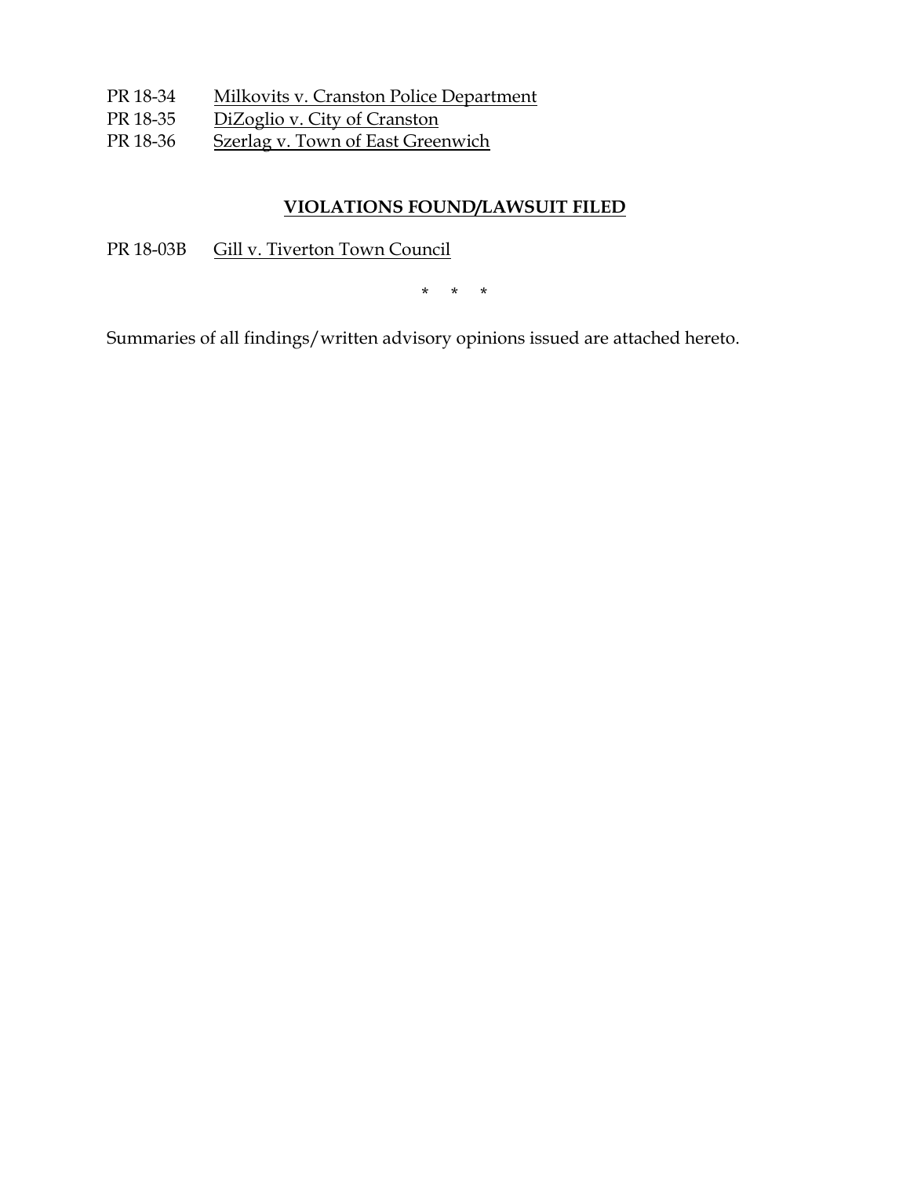PR 18-34 Milkovits v. Cranston Police Department
PR 18-35 DiZoglio v. City of Cranston
PR 18-36 Szerlag v. Town of East Greenwich

## VIOLATIONS FOUND/LAWSUIT FILED

PR 18-03B Gill v. Tiverton Town Council

\* \* \*

Summaries of all findings/written advisory opinions issued are attached hereto.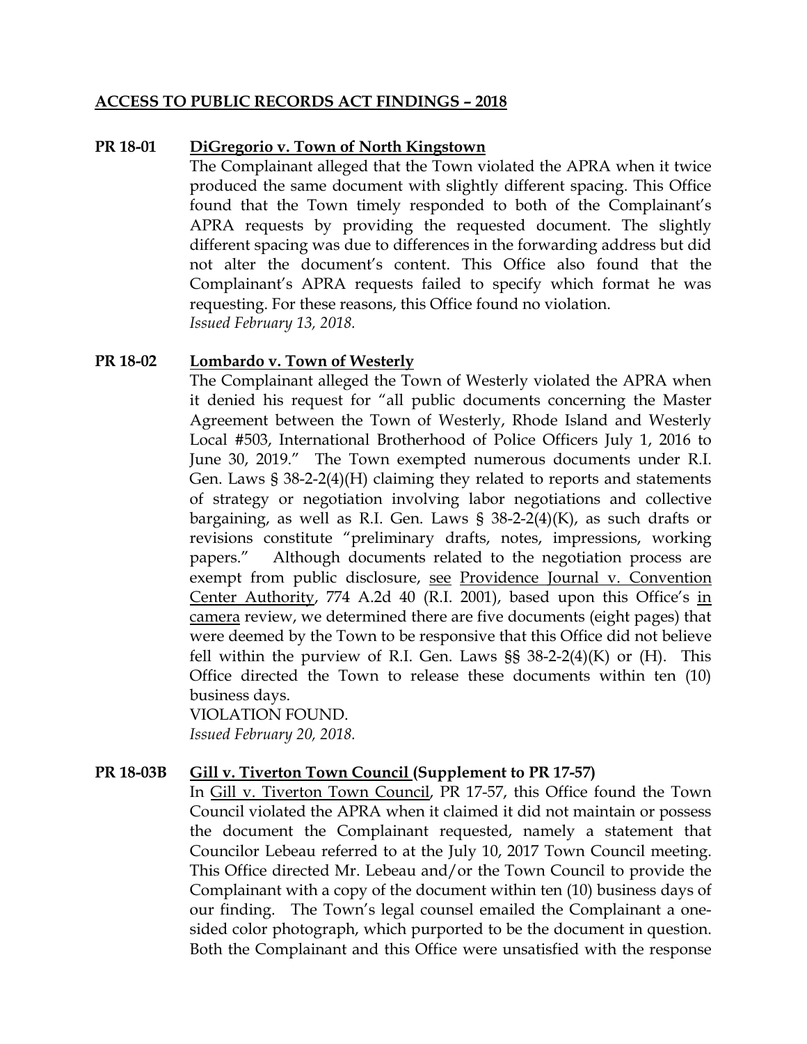## ACCESS TO PUBLIC RECORDS ACT FINDINGS – 2018

**PR 18-01** **DiGregorio v. Town of North Kingstown**

The Complainant alleged that the Town violated the APRA when it twice produced the same document with slightly different spacing. This Office found that the Town timely responded to both of the Complainant's APRA requests by providing the requested document. The slightly different spacing was due to differences in the forwarding address but did not alter the document's content. This Office also found that the Complainant's APRA requests failed to specify which format he was requesting. For these reasons, this Office found no violation.
*Issued February 13, 2018.*

**PR 18-02** **Lombardo v. Town of Westerly**

The Complainant alleged the Town of Westerly violated the APRA when it denied his request for "all public documents concerning the Master Agreement between the Town of Westerly, Rhode Island and Westerly Local #503, International Brotherhood of Police Officers July 1, 2016 to June 30, 2019." The Town exempted numerous documents under R.I. Gen. Laws § 38-2-2(4)(H) claiming they related to reports and statements of strategy or negotiation involving labor negotiations and collective bargaining, as well as R.I. Gen. Laws § 38-2-2(4)(K), as such drafts or revisions constitute "preliminary drafts, notes, impressions, working papers." Although documents related to the negotiation process are exempt from public disclosure, see Providence Journal v. Convention Center Authority, 774 A.2d 40 (R.I. 2001), based upon this Office's in camera review, we determined there are five documents (eight pages) that were deemed by the Town to be responsive that this Office did not believe fell within the purview of R.I. Gen. Laws §§ 38-2-2(4)(K) or (H). This Office directed the Town to release these documents within ten (10) business days.
VIOLATION FOUND.
*Issued February 20, 2018.*

**PR 18-03B** **Gill v. Tiverton Town Council (Supplement to PR 17-57)**

In Gill v. Tiverton Town Council, PR 17-57, this Office found the Town Council violated the APRA when it claimed it did not maintain or possess the document the Complainant requested, namely a statement that Councilor Lebeau referred to at the July 10, 2017 Town Council meeting. This Office directed Mr. Lebeau and/or the Town Council to provide the Complainant with a copy of the document within ten (10) business days of our finding. The Town's legal counsel emailed the Complainant a one-sided color photograph, which purported to be the document in question. Both the Complainant and this Office were unsatisfied with the response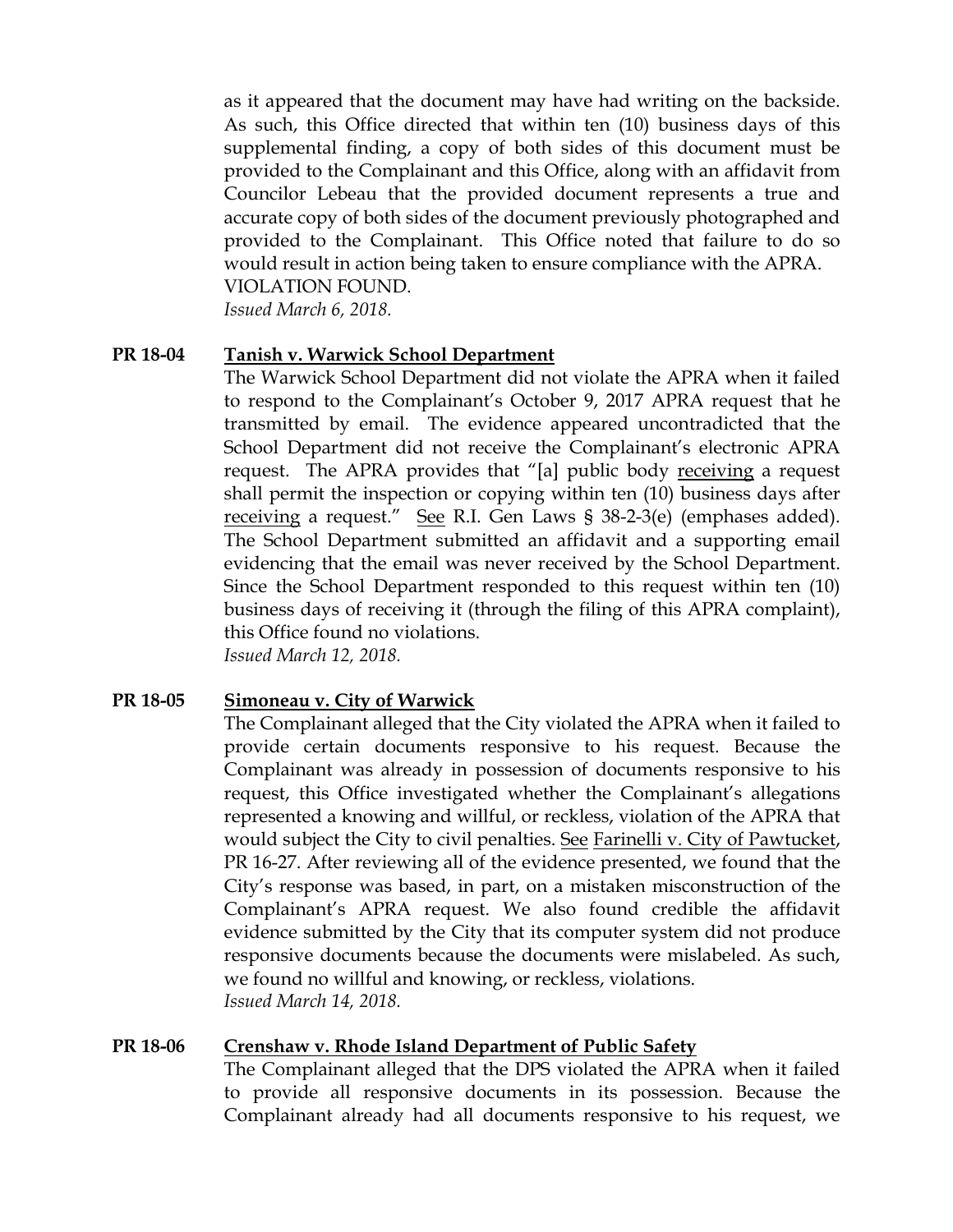as it appeared that the document may have had writing on the backside. As such, this Office directed that within ten (10) business days of this supplemental finding, a copy of both sides of this document must be provided to the Complainant and this Office, along with an affidavit from Councilor Lebeau that the provided document represents a true and accurate copy of both sides of the document previously photographed and provided to the Complainant. This Office noted that failure to do so would result in action being taken to ensure compliance with the APRA. VIOLATION FOUND.
*Issued March 6, 2018.*

**PR 18-04** **Tanish v. Warwick School Department**

The Warwick School Department did not violate the APRA when it failed to respond to the Complainant's October 9, 2017 APRA request that he transmitted by email. The evidence appeared uncontradicted that the School Department did not receive the Complainant's electronic APRA request. The APRA provides that "[a] public body receiving a request shall permit the inspection or copying within ten (10) business days after receiving a request." See R.I. Gen Laws § 38-2-3(e) (emphases added). The School Department submitted an affidavit and a supporting email evidencing that the email was never received by the School Department. Since the School Department responded to this request within ten (10) business days of receiving it (through the filing of this APRA complaint), this Office found no violations.
*Issued March 12, 2018.*

**PR 18-05** **Simoneau v. City of Warwick**

The Complainant alleged that the City violated the APRA when it failed to provide certain documents responsive to his request. Because the Complainant was already in possession of documents responsive to his request, this Office investigated whether the Complainant's allegations represented a knowing and willful, or reckless, violation of the APRA that would subject the City to civil penalties. See Farinelli v. City of Pawtucket, PR 16-27. After reviewing all of the evidence presented, we found that the City's response was based, in part, on a mistaken misconstruction of the Complainant's APRA request. We also found credible the affidavit evidence submitted by the City that its computer system did not produce responsive documents because the documents were mislabeled. As such, we found no willful and knowing, or reckless, violations.
*Issued March 14, 2018.*

**PR 18-06** **Crenshaw v. Rhode Island Department of Public Safety**

The Complainant alleged that the DPS violated the APRA when it failed to provide all responsive documents in its possession. Because the Complainant already had all documents responsive to his request, we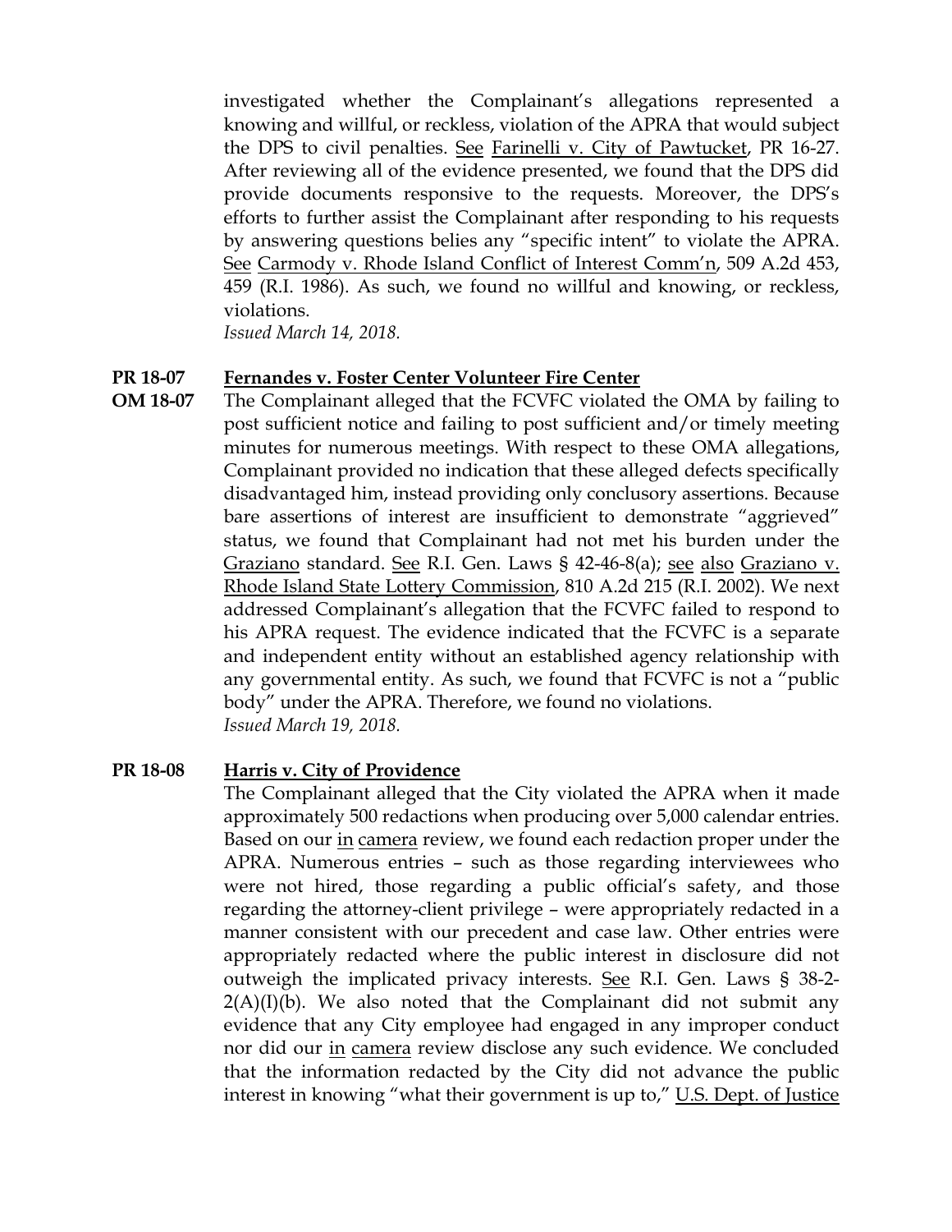investigated whether the Complainant's allegations represented a knowing and willful, or reckless, violation of the APRA that would subject the DPS to civil penalties. See Farinelli v. City of Pawtucket, PR 16-27. After reviewing all of the evidence presented, we found that the DPS did provide documents responsive to the requests. Moreover, the DPS's efforts to further assist the Complainant after responding to his requests by answering questions belies any "specific intent" to violate the APRA. See Carmody v. Rhode Island Conflict of Interest Comm'n, 509 A.2d 453, 459 (R.I. 1986). As such, we found no willful and knowing, or reckless, violations.
*Issued March 14, 2018.*

**PR 18-07** **Fernandes v. Foster Center Volunteer Fire Center**
**OM 18-07** The Complainant alleged that the FCVFC violated the OMA by failing to post sufficient notice and failing to post sufficient and/or timely meeting minutes for numerous meetings. With respect to these OMA allegations, Complainant provided no indication that these alleged defects specifically disadvantaged him, instead providing only conclusory assertions. Because bare assertions of interest are insufficient to demonstrate "aggrieved" status, we found that Complainant had not met his burden under the Graziano standard. See R.I. Gen. Laws § 42-46-8(a); see also Graziano v. Rhode Island State Lottery Commission, 810 A.2d 215 (R.I. 2002). We next addressed Complainant's allegation that the FCVFC failed to respond to his APRA request. The evidence indicated that the FCVFC is a separate and independent entity without an established agency relationship with any governmental entity. As such, we found that FCVFC is not a "public body" under the APRA. Therefore, we found no violations.
*Issued March 19, 2018.*

**PR 18-08** **Harris v. City of Providence**
The Complainant alleged that the City violated the APRA when it made approximately 500 redactions when producing over 5,000 calendar entries. Based on our in camera review, we found each redaction proper under the APRA. Numerous entries – such as those regarding interviewees who were not hired, those regarding a public official's safety, and those regarding the attorney-client privilege – were appropriately redacted in a manner consistent with our precedent and case law. Other entries were appropriately redacted where the public interest in disclosure did not outweigh the implicated privacy interests. See R.I. Gen. Laws § 38-2-2(A)(I)(b). We also noted that the Complainant did not submit any evidence that any City employee had engaged in any improper conduct nor did our in camera review disclose any such evidence. We concluded that the information redacted by the City did not advance the public interest in knowing "what their government is up to," U.S. Dept. of Justice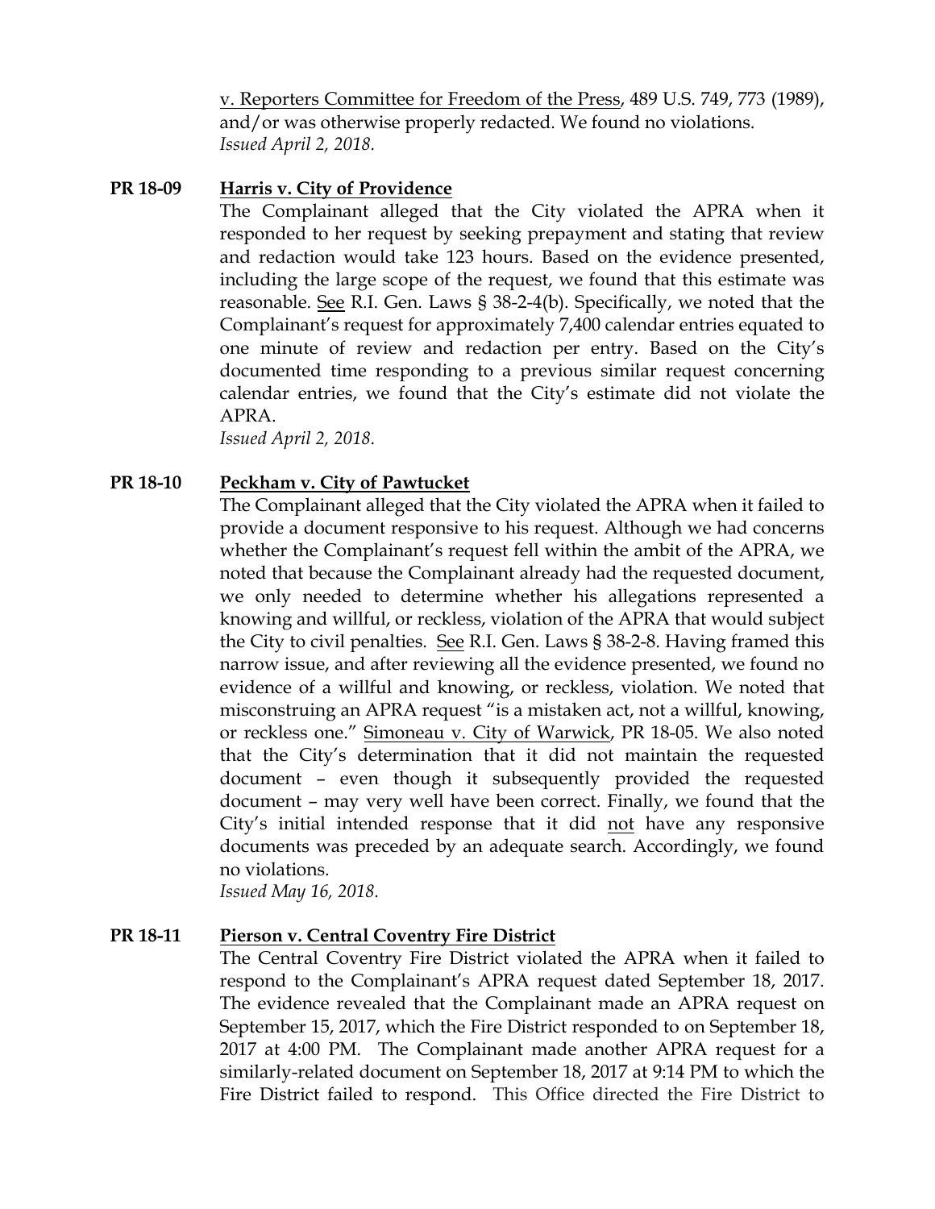v. Reporters Committee for Freedom of the Press, 489 U.S. 749, 773 (1989), and/or was otherwise properly redacted. We found no violations.
*Issued April 2, 2018.*

**PR 18-09** **Harris v. City of Providence**

The Complainant alleged that the City violated the APRA when it responded to her request by seeking prepayment and stating that review and redaction would take 123 hours. Based on the evidence presented, including the large scope of the request, we found that this estimate was reasonable. See R.I. Gen. Laws § 38-2-4(b). Specifically, we noted that the Complainant's request for approximately 7,400 calendar entries equated to one minute of review and redaction per entry. Based on the City's documented time responding to a previous similar request concerning calendar entries, we found that the City's estimate did not violate the APRA.
*Issued April 2, 2018.*

**PR 18-10** **Peckham v. City of Pawtucket**

The Complainant alleged that the City violated the APRA when it failed to provide a document responsive to his request. Although we had concerns whether the Complainant's request fell within the ambit of the APRA, we noted that because the Complainant already had the requested document, we only needed to determine whether his allegations represented a knowing and willful, or reckless, violation of the APRA that would subject the City to civil penalties. See R.I. Gen. Laws § 38-2-8. Having framed this narrow issue, and after reviewing all the evidence presented, we found no evidence of a willful and knowing, or reckless, violation. We noted that misconstruing an APRA request "is a mistaken act, not a willful, knowing, or reckless one." Simoneau v. City of Warwick, PR 18-05. We also noted that the City's determination that it did not maintain the requested document – even though it subsequently provided the requested document – may very well have been correct. Finally, we found that the City's initial intended response that it did not have any responsive documents was preceded by an adequate search. Accordingly, we found no violations.
*Issued May 16, 2018.*

**PR 18-11** **Pierson v. Central Coventry Fire District**

The Central Coventry Fire District violated the APRA when it failed to respond to the Complainant's APRA request dated September 18, 2017. The evidence revealed that the Complainant made an APRA request on September 15, 2017, which the Fire District responded to on September 18, 2017 at 4:00 PM. The Complainant made another APRA request for a similarly-related document on September 18, 2017 at 9:14 PM to which the Fire District failed to respond. This Office directed the Fire District to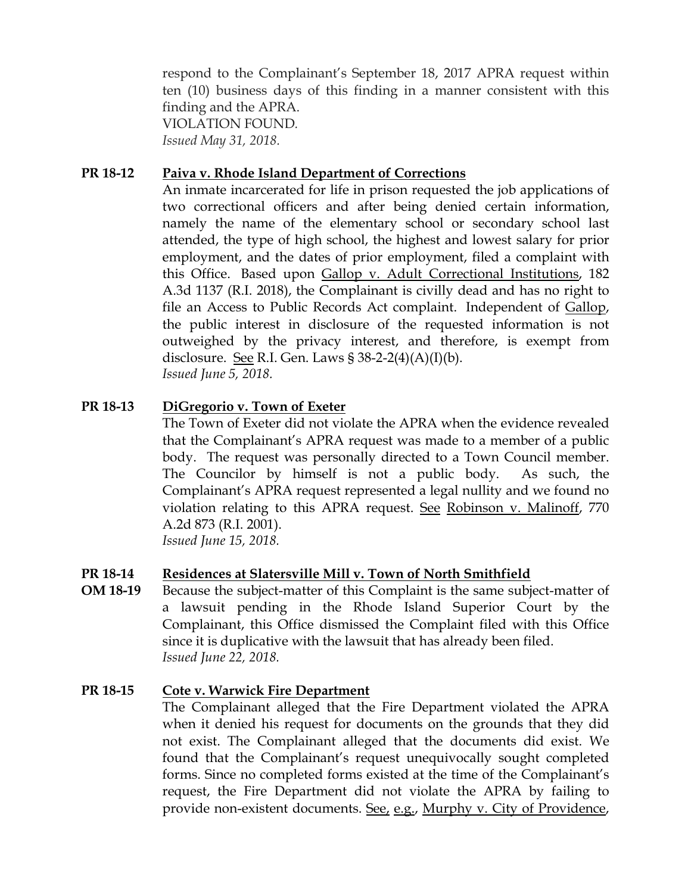respond to the Complainant's September 18, 2017 APRA request within ten (10) business days of this finding in a manner consistent with this finding and the APRA.
VIOLATION FOUND.
*Issued May 31, 2018.*

**PR 18-12** **Paiva v. Rhode Island Department of Corrections**

An inmate incarcerated for life in prison requested the job applications of two correctional officers and after being denied certain information, namely the name of the elementary school or secondary school last attended, the type of high school, the highest and lowest salary for prior employment, and the dates of prior employment, filed a complaint with this Office. Based upon Gallop v. Adult Correctional Institutions, 182 A.3d 1137 (R.I. 2018), the Complainant is civilly dead and has no right to file an Access to Public Records Act complaint. Independent of Gallop, the public interest in disclosure of the requested information is not outweighed by the privacy interest, and therefore, is exempt from disclosure. See R.I. Gen. Laws § 38-2-2(4)(A)(I)(b).
*Issued June 5, 2018.*

**PR 18-13** **DiGregorio v. Town of Exeter**

The Town of Exeter did not violate the APRA when the evidence revealed that the Complainant's APRA request was made to a member of a public body. The request was personally directed to a Town Council member. The Councilor by himself is not a public body. As such, the Complainant's APRA request represented a legal nullity and we found no violation relating to this APRA request. See Robinson v. Malinoff, 770 A.2d 873 (R.I. 2001).
*Issued June 15, 2018.*

**PR 18-14** **Residences at Slatersville Mill v. Town of North Smithfield**
**OM 18-19**

Because the subject-matter of this Complaint is the same subject-matter of a lawsuit pending in the Rhode Island Superior Court by the Complainant, this Office dismissed the Complaint filed with this Office since it is duplicative with the lawsuit that has already been filed.
*Issued June 22, 2018.*

**PR 18-15** **Cote v. Warwick Fire Department**

The Complainant alleged that the Fire Department violated the APRA when it denied his request for documents on the grounds that they did not exist. The Complainant alleged that the documents did exist. We found that the Complainant's request unequivocally sought completed forms. Since no completed forms existed at the time of the Complainant's request, the Fire Department did not violate the APRA by failing to provide non-existent documents. See, e.g., Murphy v. City of Providence,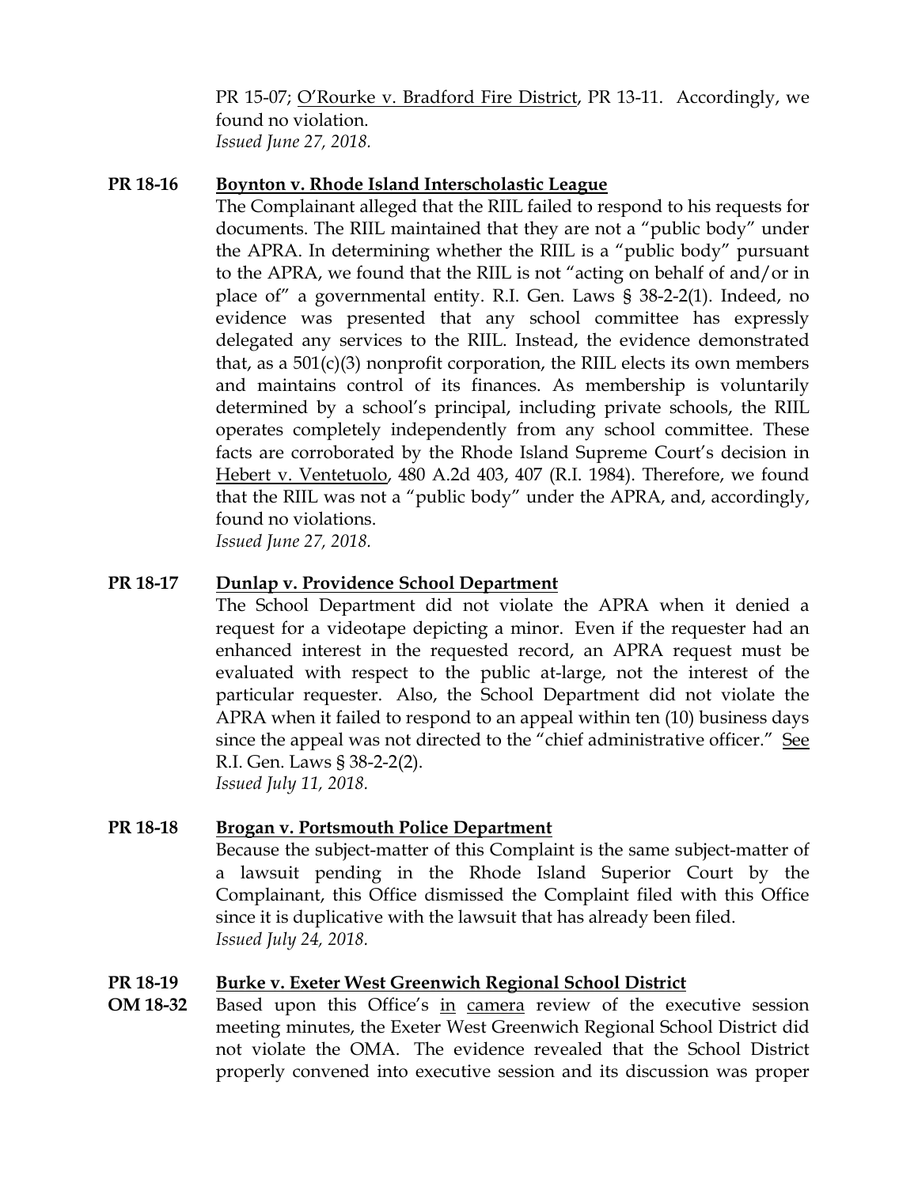PR 15-07; O'Rourke v. Bradford Fire District, PR 13-11. Accordingly, we found no violation.
*Issued June 27, 2018.*

**PR 18-16** **Boynton v. Rhode Island Interscholastic League**

The Complainant alleged that the RIIL failed to respond to his requests for documents. The RIIL maintained that they are not a "public body" under the APRA. In determining whether the RIIL is a "public body" pursuant to the APRA, we found that the RIIL is not "acting on behalf of and/or in place of" a governmental entity. R.I. Gen. Laws § 38-2-2(1). Indeed, no evidence was presented that any school committee has expressly delegated any services to the RIIL. Instead, the evidence demonstrated that, as a 501(c)(3) nonprofit corporation, the RIIL elects its own members and maintains control of its finances. As membership is voluntarily determined by a school's principal, including private schools, the RIIL operates completely independently from any school committee. These facts are corroborated by the Rhode Island Supreme Court's decision in Hebert v. Ventetuolo, 480 A.2d 403, 407 (R.I. 1984). Therefore, we found that the RIIL was not a "public body" under the APRA, and, accordingly, found no violations.
*Issued June 27, 2018.*

**PR 18-17** **Dunlap v. Providence School Department**

The School Department did not violate the APRA when it denied a request for a videotape depicting a minor. Even if the requester had an enhanced interest in the requested record, an APRA request must be evaluated with respect to the public at-large, not the interest of the particular requester. Also, the School Department did not violate the APRA when it failed to respond to an appeal within ten (10) business days since the appeal was not directed to the "chief administrative officer." See R.I. Gen. Laws § 38-2-2(2).
*Issued July 11, 2018.*

**PR 18-18** **Brogan v. Portsmouth Police Department**

Because the subject-matter of this Complaint is the same subject-matter of a lawsuit pending in the Rhode Island Superior Court by the Complainant, this Office dismissed the Complaint filed with this Office since it is duplicative with the lawsuit that has already been filed.
*Issued July 24, 2018.*

**PR 18-19** **Burke v. Exeter West Greenwich Regional School District**
**OM 18-32**

Based upon this Office's in camera review of the executive session meeting minutes, the Exeter West Greenwich Regional School District did not violate the OMA. The evidence revealed that the School District properly convened into executive session and its discussion was proper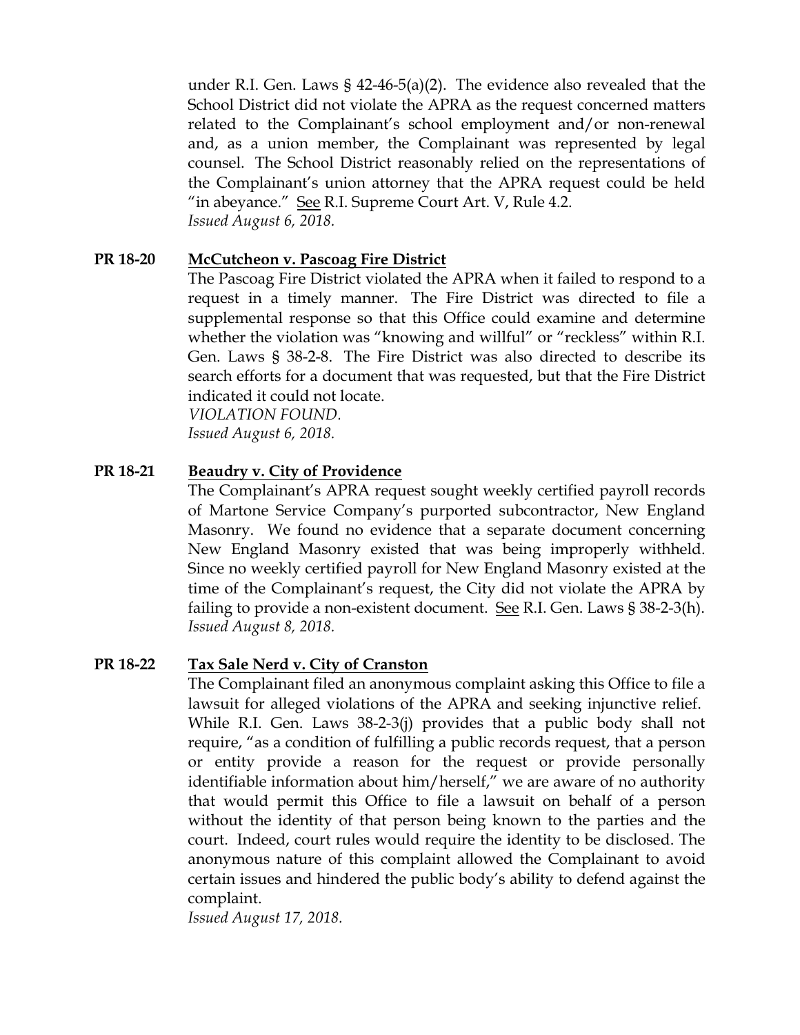under R.I. Gen. Laws § 42-46-5(a)(2). The evidence also revealed that the School District did not violate the APRA as the request concerned matters related to the Complainant's school employment and/or non-renewal and, as a union member, the Complainant was represented by legal counsel. The School District reasonably relied on the representations of the Complainant's union attorney that the APRA request could be held "in abeyance." See R.I. Supreme Court Art. V, Rule 4.2.
*Issued August 6, 2018.*

**PR 18-20 McCutcheon v. Pascoag Fire District**

The Pascoag Fire District violated the APRA when it failed to respond to a request in a timely manner. The Fire District was directed to file a supplemental response so that this Office could examine and determine whether the violation was "knowing and willful" or "reckless" within R.I. Gen. Laws § 38-2-8. The Fire District was also directed to describe its search efforts for a document that was requested, but that the Fire District indicated it could not locate.
*VIOLATION FOUND.*
*Issued August 6, 2018.*

**PR 18-21 Beaudry v. City of Providence**

The Complainant's APRA request sought weekly certified payroll records of Martone Service Company's purported subcontractor, New England Masonry. We found no evidence that a separate document concerning New England Masonry existed that was being improperly withheld. Since no weekly certified payroll for New England Masonry existed at the time of the Complainant's request, the City did not violate the APRA by failing to provide a non-existent document. See R.I. Gen. Laws § 38-2-3(h).
*Issued August 8, 2018.*

**PR 18-22 Tax Sale Nerd v. City of Cranston**

The Complainant filed an anonymous complaint asking this Office to file a lawsuit for alleged violations of the APRA and seeking injunctive relief. While R.I. Gen. Laws 38-2-3(j) provides that a public body shall not require, "as a condition of fulfilling a public records request, that a person or entity provide a reason for the request or provide personally identifiable information about him/herself," we are aware of no authority that would permit this Office to file a lawsuit on behalf of a person without the identity of that person being known to the parties and the court. Indeed, court rules would require the identity to be disclosed. The anonymous nature of this complaint allowed the Complainant to avoid certain issues and hindered the public body's ability to defend against the complaint.
*Issued August 17, 2018.*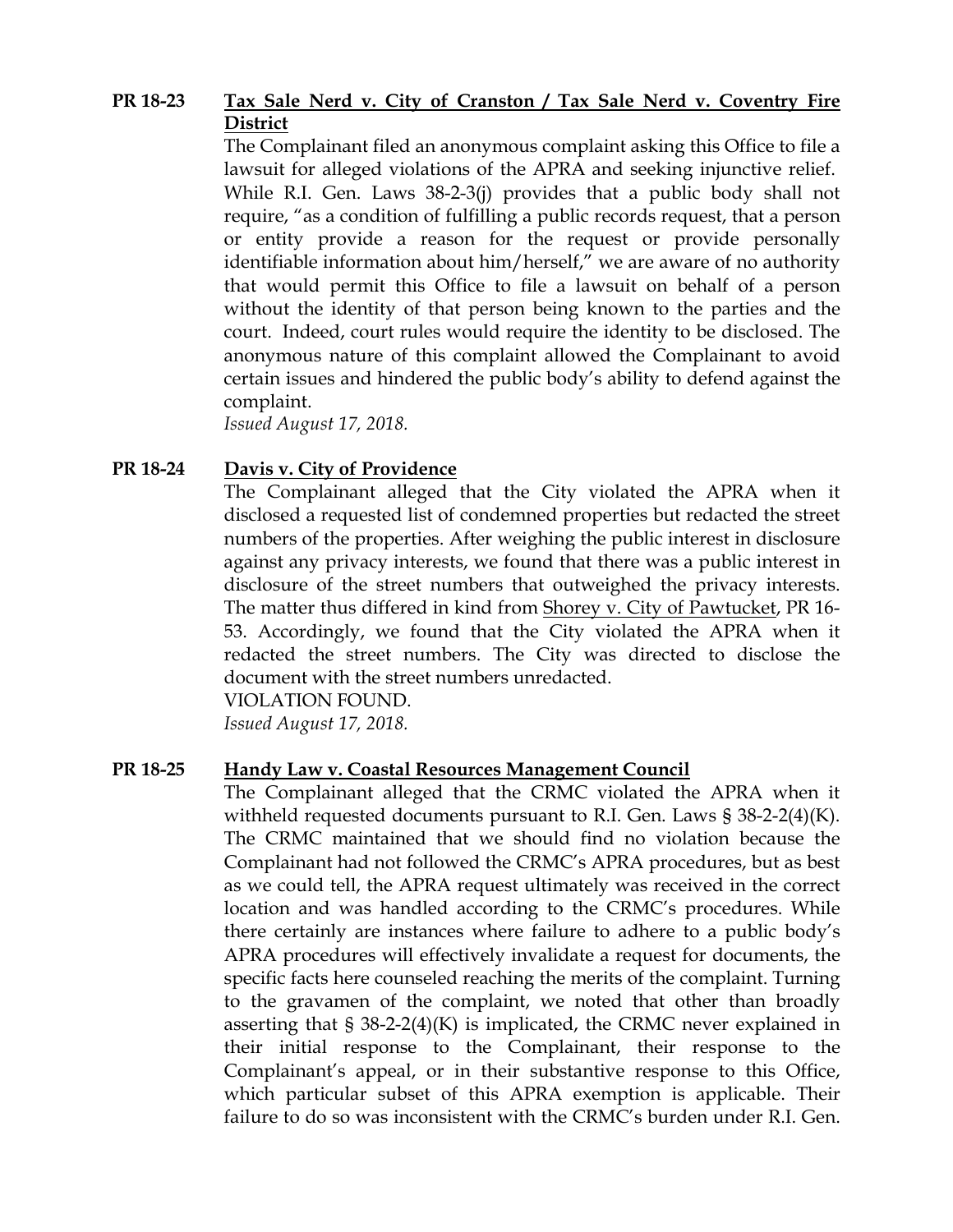**PR 18-23** **<u>Tax Sale Nerd v. City of Cranston / Tax Sale Nerd v. Coventry Fire District</u>**

The Complainant filed an anonymous complaint asking this Office to file a lawsuit for alleged violations of the APRA and seeking injunctive relief. While R.I. Gen. Laws 38-2-3(j) provides that a public body shall not require, "as a condition of fulfilling a public records request, that a person or entity provide a reason for the request or provide personally identifiable information about him/herself," we are aware of no authority that would permit this Office to file a lawsuit on behalf of a person without the identity of that person being known to the parties and the court. Indeed, court rules would require the identity to be disclosed. The anonymous nature of this complaint allowed the Complainant to avoid certain issues and hindered the public body's ability to defend against the complaint.

*Issued August 17, 2018.*

**PR 18-24** **<u>Davis v. City of Providence</u>**

The Complainant alleged that the City violated the APRA when it disclosed a requested list of condemned properties but redacted the street numbers of the properties. After weighing the public interest in disclosure against any privacy interests, we found that there was a public interest in disclosure of the street numbers that outweighed the privacy interests. The matter thus differed in kind from <u>Shorey v. City of Pawtucket</u>, PR 16-53. Accordingly, we found that the City violated the APRA when it redacted the street numbers. The City was directed to disclose the document with the street numbers unredacted.

VIOLATION FOUND.

*Issued August 17, 2018.*

**PR 18-25** **<u>Handy Law v. Coastal Resources Management Council</u>**

The Complainant alleged that the CRMC violated the APRA when it withheld requested documents pursuant to R.I. Gen. Laws § 38-2-2(4)(K). The CRMC maintained that we should find no violation because the Complainant had not followed the CRMC's APRA procedures, but as best as we could tell, the APRA request ultimately was received in the correct location and was handled according to the CRMC's procedures. While there certainly are instances where failure to adhere to a public body's APRA procedures will effectively invalidate a request for documents, the specific facts here counseled reaching the merits of the complaint. Turning to the gravamen of the complaint, we noted that other than broadly asserting that § 38-2-2(4)(K) is implicated, the CRMC never explained in their initial response to the Complainant, their response to the Complainant's appeal, or in their substantive response to this Office, which particular subset of this APRA exemption is applicable. Their failure to do so was inconsistent with the CRMC's burden under R.I. Gen.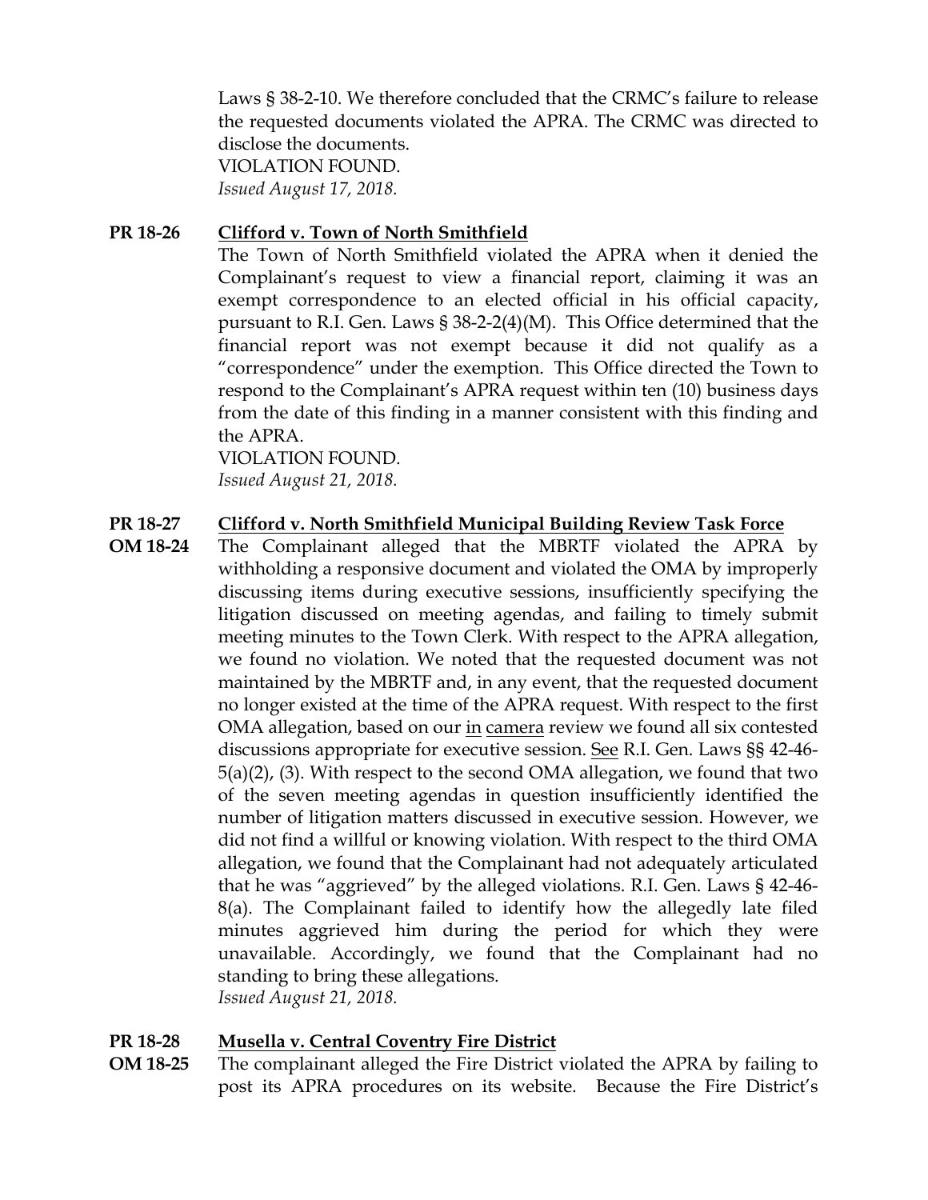Laws § 38-2-10. We therefore concluded that the CRMC's failure to release the requested documents violated the APRA. The CRMC was directed to disclose the documents.
VIOLATION FOUND.
*Issued August 17, 2018.*

**PR 18-26** **Clifford v. Town of North Smithfield**

The Town of North Smithfield violated the APRA when it denied the Complainant's request to view a financial report, claiming it was an exempt correspondence to an elected official in his official capacity, pursuant to R.I. Gen. Laws § 38-2-2(4)(M). This Office determined that the financial report was not exempt because it did not qualify as a "correspondence" under the exemption. This Office directed the Town to respond to the Complainant's APRA request within ten (10) business days from the date of this finding in a manner consistent with this finding and the APRA.
VIOLATION FOUND.
*Issued August 21, 2018.*

**PR 18-27** **Clifford v. North Smithfield Municipal Building Review Task Force**
**OM 18-24**

The Complainant alleged that the MBRTF violated the APRA by withholding a responsive document and violated the OMA by improperly discussing items during executive sessions, insufficiently specifying the litigation discussed on meeting agendas, and failing to timely submit meeting minutes to the Town Clerk. With respect to the APRA allegation, we found no violation. We noted that the requested document was not maintained by the MBRTF and, in any event, that the requested document no longer existed at the time of the APRA request. With respect to the first OMA allegation, based on our in camera review we found all six contested discussions appropriate for executive session. See R.I. Gen. Laws §§ 42-46-5(a)(2), (3). With respect to the second OMA allegation, we found that two of the seven meeting agendas in question insufficiently identified the number of litigation matters discussed in executive session. However, we did not find a willful or knowing violation. With respect to the third OMA allegation, we found that the Complainant had not adequately articulated that he was "aggrieved" by the alleged violations. R.I. Gen. Laws § 42-46-8(a). The Complainant failed to identify how the allegedly late filed minutes aggrieved him during the period for which they were unavailable. Accordingly, we found that the Complainant had no standing to bring these allegations.
*Issued August 21, 2018.*

**PR 18-28** **Musella v. Central Coventry Fire District**
**OM 18-25**

The complainant alleged the Fire District violated the APRA by failing to post its APRA procedures on its website. Because the Fire District's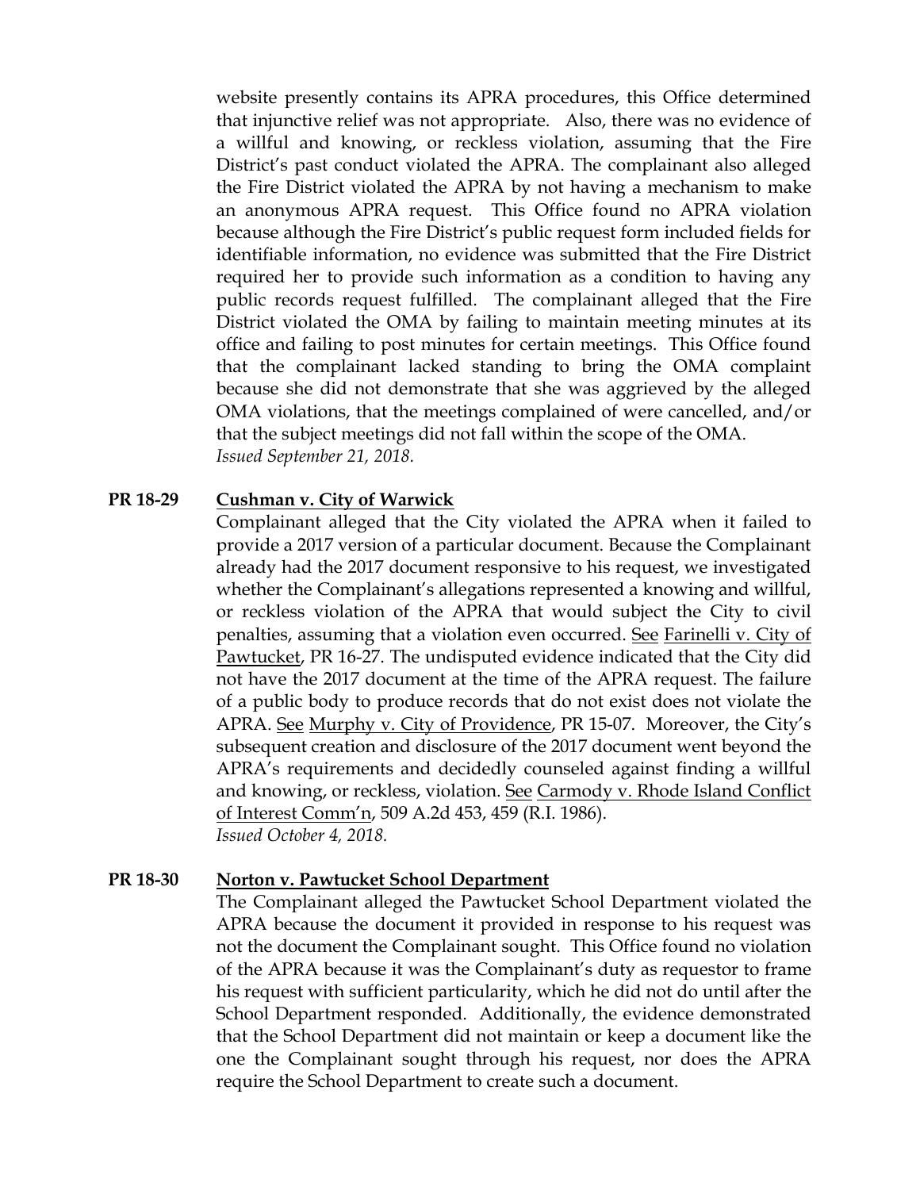website presently contains its APRA procedures, this Office determined that injunctive relief was not appropriate. Also, there was no evidence of a willful and knowing, or reckless violation, assuming that the Fire District's past conduct violated the APRA. The complainant also alleged the Fire District violated the APRA by not having a mechanism to make an anonymous APRA request. This Office found no APRA violation because although the Fire District's public request form included fields for identifiable information, no evidence was submitted that the Fire District required her to provide such information as a condition to having any public records request fulfilled. The complainant alleged that the Fire District violated the OMA by failing to maintain meeting minutes at its office and failing to post minutes for certain meetings. This Office found that the complainant lacked standing to bring the OMA complaint because she did not demonstrate that she was aggrieved by the alleged OMA violations, that the meetings complained of were cancelled, and/or that the subject meetings did not fall within the scope of the OMA.
*Issued September 21, 2018.*

**PR 18-29** **Cushman v. City of Warwick**

Complainant alleged that the City violated the APRA when it failed to provide a 2017 version of a particular document. Because the Complainant already had the 2017 document responsive to his request, we investigated whether the Complainant's allegations represented a knowing and willful, or reckless violation of the APRA that would subject the City to civil penalties, assuming that a violation even occurred. See Farinelli v. City of Pawtucket, PR 16-27. The undisputed evidence indicated that the City did not have the 2017 document at the time of the APRA request. The failure of a public body to produce records that do not exist does not violate the APRA. See Murphy v. City of Providence, PR 15-07. Moreover, the City's subsequent creation and disclosure of the 2017 document went beyond the APRA's requirements and decidedly counseled against finding a willful and knowing, or reckless, violation. See Carmody v. Rhode Island Conflict of Interest Comm'n, 509 A.2d 453, 459 (R.I. 1986).
*Issued October 4, 2018.*

**PR 18-30** **Norton v. Pawtucket School Department**

The Complainant alleged the Pawtucket School Department violated the APRA because the document it provided in response to his request was not the document the Complainant sought. This Office found no violation of the APRA because it was the Complainant's duty as requestor to frame his request with sufficient particularity, which he did not do until after the School Department responded. Additionally, the evidence demonstrated that the School Department did not maintain or keep a document like the one the Complainant sought through his request, nor does the APRA require the School Department to create such a document.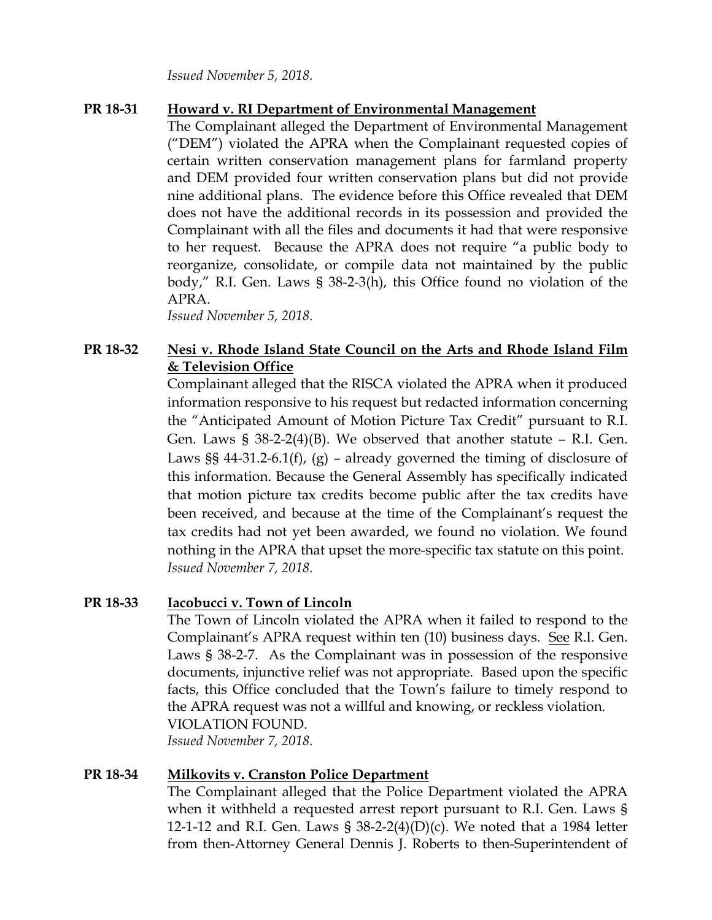*Issued November 5, 2018.*

**PR 18-31** **Howard v. RI Department of Environmental Management**

The Complainant alleged the Department of Environmental Management ("DEM") violated the APRA when the Complainant requested copies of certain written conservation management plans for farmland property and DEM provided four written conservation plans but did not provide nine additional plans. The evidence before this Office revealed that DEM does not have the additional records in its possession and provided the Complainant with all the files and documents it had that were responsive to her request. Because the APRA does not require "a public body to reorganize, consolidate, or compile data not maintained by the public body," R.I. Gen. Laws § 38-2-3(h), this Office found no violation of the APRA.

*Issued November 5, 2018.*

**PR 18-32** **Nesi v. Rhode Island State Council on the Arts and Rhode Island Film & Television Office**

Complainant alleged that the RISCA violated the APRA when it produced information responsive to his request but redacted information concerning the "Anticipated Amount of Motion Picture Tax Credit" pursuant to R.I. Gen. Laws § 38-2-2(4)(B). We observed that another statute – R.I. Gen. Laws §§ 44-31.2-6.1(f), (g) – already governed the timing of disclosure of this information. Because the General Assembly has specifically indicated that motion picture tax credits become public after the tax credits have been received, and because at the time of the Complainant's request the tax credits had not yet been awarded, we found no violation. We found nothing in the APRA that upset the more-specific tax statute on this point.

*Issued November 7, 2018.*

**PR 18-33** **Iacobucci v. Town of Lincoln**

The Town of Lincoln violated the APRA when it failed to respond to the Complainant's APRA request within ten (10) business days. See R.I. Gen. Laws § 38-2-7. As the Complainant was in possession of the responsive documents, injunctive relief was not appropriate. Based upon the specific facts, this Office concluded that the Town's failure to timely respond to the APRA request was not a willful and knowing, or reckless violation.

VIOLATION FOUND.

*Issued November 7, 2018.*

**PR 18-34** **Milkovits v. Cranston Police Department**

The Complainant alleged that the Police Department violated the APRA when it withheld a requested arrest report pursuant to R.I. Gen. Laws § 12-1-12 and R.I. Gen. Laws § 38-2-2(4)(D)(c). We noted that a 1984 letter from then-Attorney General Dennis J. Roberts to then-Superintendent of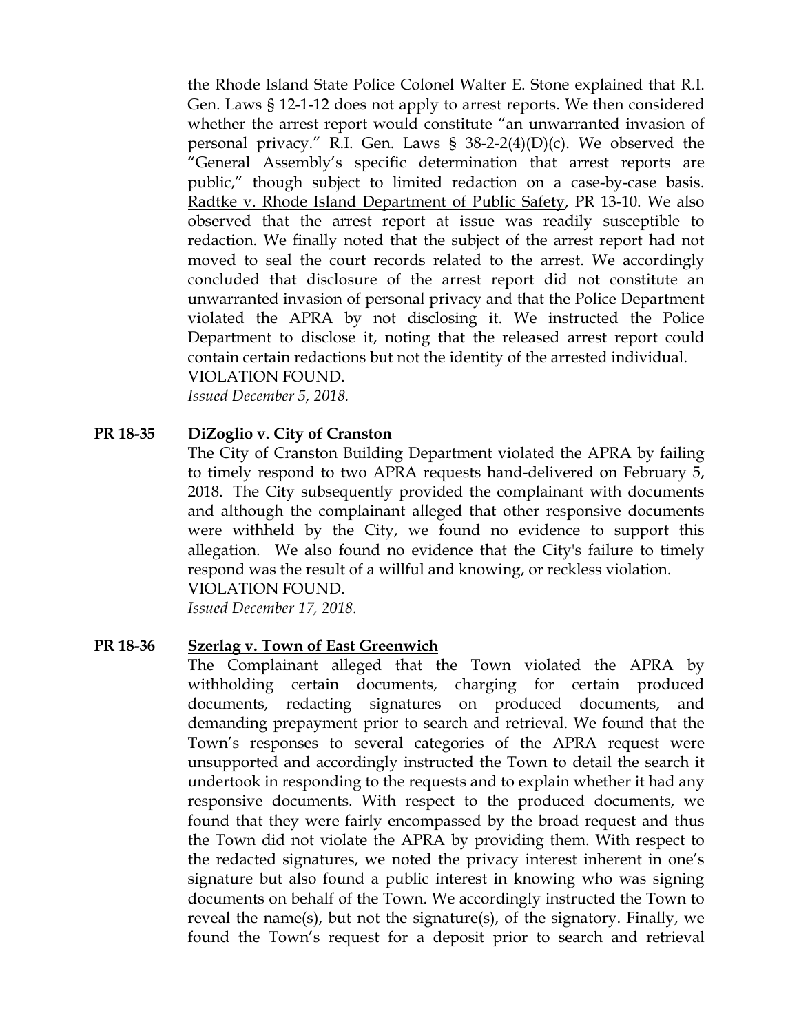the Rhode Island State Police Colonel Walter E. Stone explained that R.I. Gen. Laws § 12-1-12 does not apply to arrest reports. We then considered whether the arrest report would constitute "an unwarranted invasion of personal privacy." R.I. Gen. Laws § 38-2-2(4)(D)(c). We observed the "General Assembly's specific determination that arrest reports are public," though subject to limited redaction on a case-by-case basis. Radtke v. Rhode Island Department of Public Safety, PR 13-10. We also observed that the arrest report at issue was readily susceptible to redaction. We finally noted that the subject of the arrest report had not moved to seal the court records related to the arrest. We accordingly concluded that disclosure of the arrest report did not constitute an unwarranted invasion of personal privacy and that the Police Department violated the APRA by not disclosing it. We instructed the Police Department to disclose it, noting that the released arrest report could contain certain redactions but not the identity of the arrested individual.
VIOLATION FOUND.
*Issued December 5, 2018.*

**PR 18-35** **DiZoglio v. City of Cranston**

The City of Cranston Building Department violated the APRA by failing to timely respond to two APRA requests hand-delivered on February 5, 2018. The City subsequently provided the complainant with documents and although the complainant alleged that other responsive documents were withheld by the City, we found no evidence to support this allegation. We also found no evidence that the City's failure to timely respond was the result of a willful and knowing, or reckless violation.
VIOLATION FOUND.
*Issued December 17, 2018.*

**PR 18-36** **Szerlag v. Town of East Greenwich**

The Complainant alleged that the Town violated the APRA by withholding certain documents, charging for certain produced documents, redacting signatures on produced documents, and demanding prepayment prior to search and retrieval. We found that the Town's responses to several categories of the APRA request were unsupported and accordingly instructed the Town to detail the search it undertook in responding to the requests and to explain whether it had any responsive documents. With respect to the produced documents, we found that they were fairly encompassed by the broad request and thus the Town did not violate the APRA by providing them. With respect to the redacted signatures, we noted the privacy interest inherent in one's signature but also found a public interest in knowing who was signing documents on behalf of the Town. We accordingly instructed the Town to reveal the name(s), but not the signature(s), of the signatory. Finally, we found the Town's request for a deposit prior to search and retrieval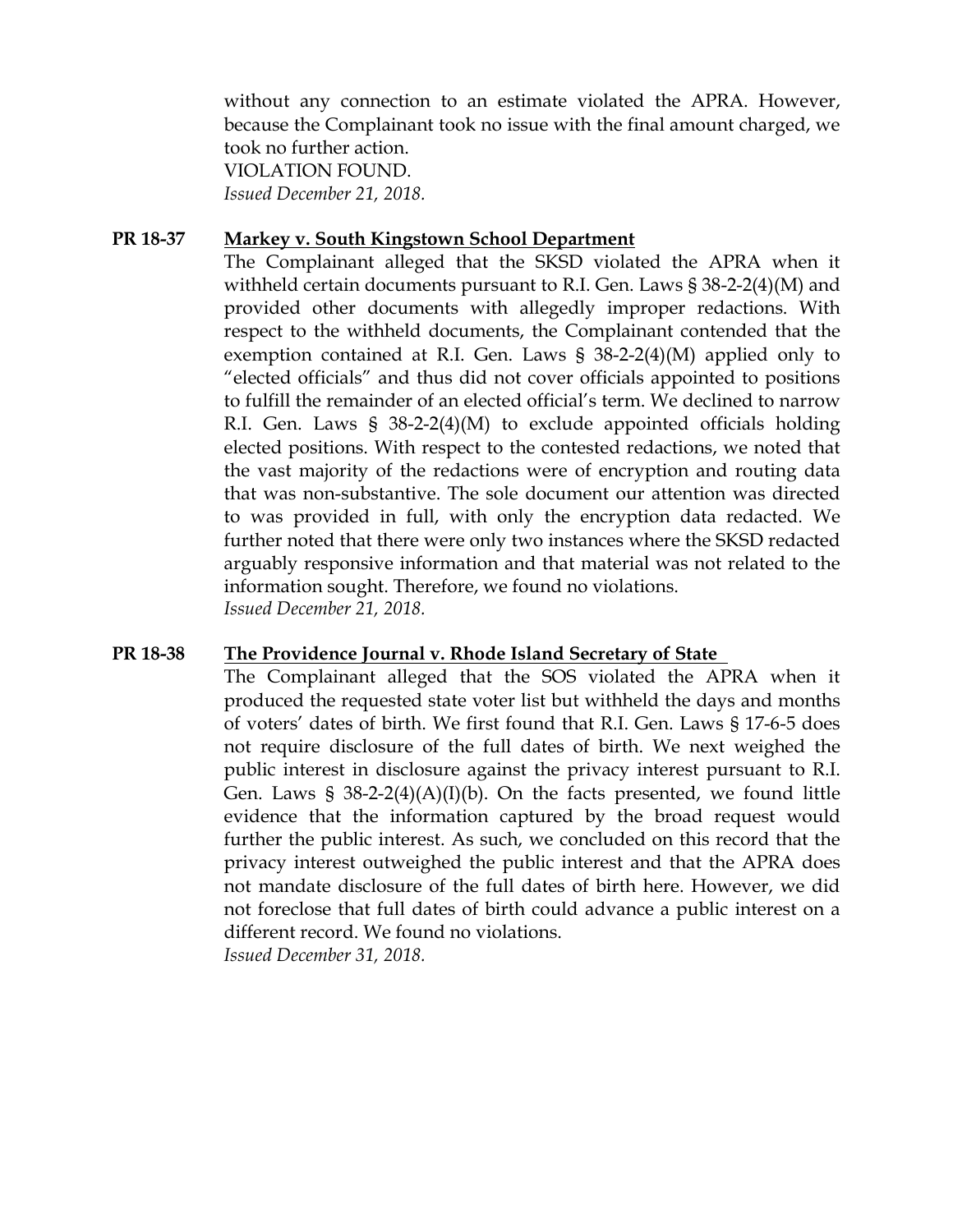without any connection to an estimate violated the APRA. However, because the Complainant took no issue with the final amount charged, we took no further action.
VIOLATION FOUND.
*Issued December 21, 2018.*

**PR 18-37** **Markey v. South Kingstown School Department**

The Complainant alleged that the SKSD violated the APRA when it withheld certain documents pursuant to R.I. Gen. Laws § 38-2-2(4)(M) and provided other documents with allegedly improper redactions. With respect to the withheld documents, the Complainant contended that the exemption contained at R.I. Gen. Laws § 38-2-2(4)(M) applied only to "elected officials" and thus did not cover officials appointed to positions to fulfill the remainder of an elected official's term. We declined to narrow R.I. Gen. Laws § 38-2-2(4)(M) to exclude appointed officials holding elected positions. With respect to the contested redactions, we noted that the vast majority of the redactions were of encryption and routing data that was non-substantive. The sole document our attention was directed to was provided in full, with only the encryption data redacted. We further noted that there were only two instances where the SKSD redacted arguably responsive information and that material was not related to the information sought. Therefore, we found no violations.
*Issued December 21, 2018.*

**PR 18-38** **The Providence Journal v. Rhode Island Secretary of State**

The Complainant alleged that the SOS violated the APRA when it produced the requested state voter list but withheld the days and months of voters' dates of birth. We first found that R.I. Gen. Laws § 17-6-5 does not require disclosure of the full dates of birth. We next weighed the public interest in disclosure against the privacy interest pursuant to R.I. Gen. Laws § 38-2-2(4)(A)(I)(b). On the facts presented, we found little evidence that the information captured by the broad request would further the public interest. As such, we concluded on this record that the privacy interest outweighed the public interest and that the APRA does not mandate disclosure of the full dates of birth here. However, we did not foreclose that full dates of birth could advance a public interest on a different record. We found no violations.
*Issued December 31, 2018.*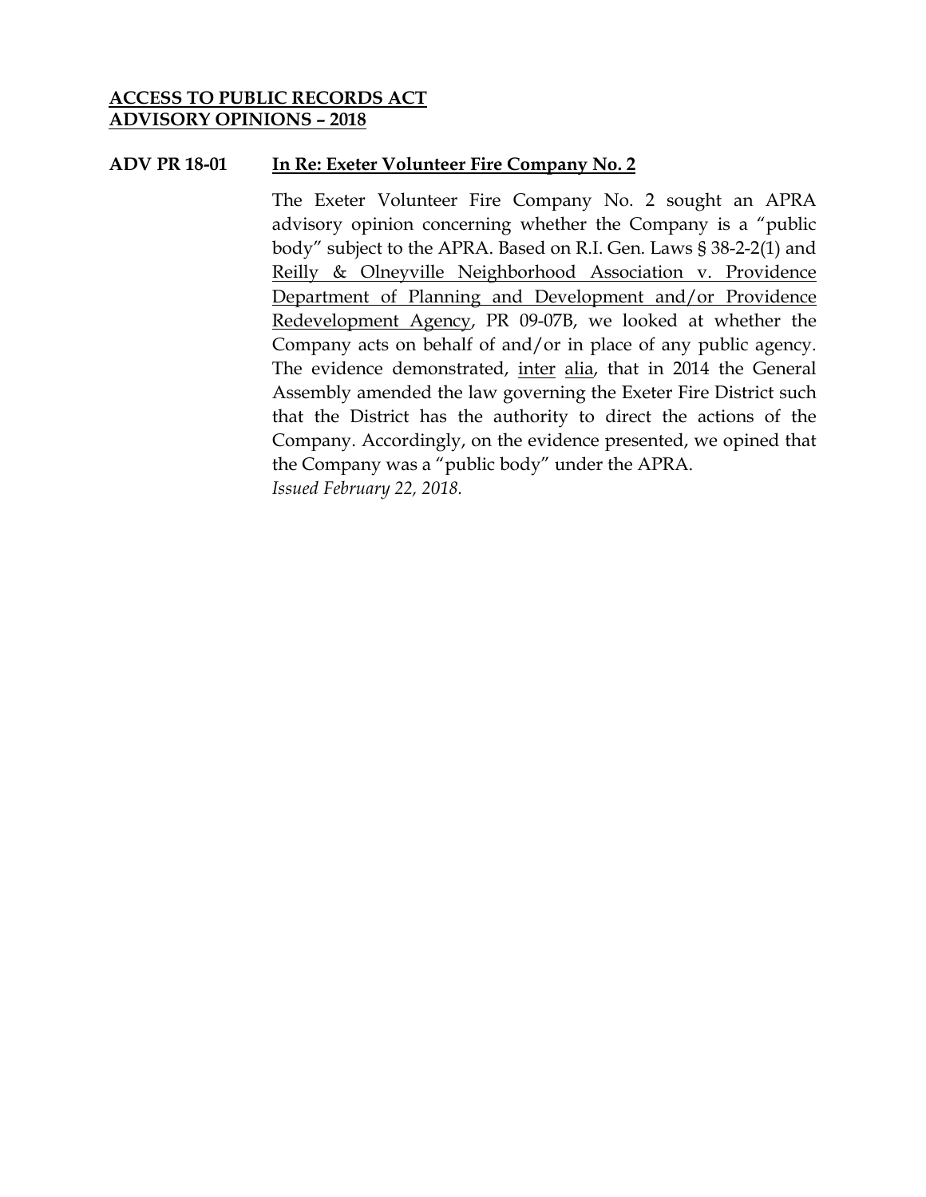**ACCESS TO PUBLIC RECORDS ACT**
**ADVISORY OPINIONS – 2018**

**ADV PR 18-01** **In Re: Exeter Volunteer Fire Company No. 2**

The Exeter Volunteer Fire Company No. 2 sought an APRA advisory opinion concerning whether the Company is a "public body" subject to the APRA. Based on R.I. Gen. Laws § 38-2-2(1) and Reilly & Olneyville Neighborhood Association v. Providence Department of Planning and Development and/or Providence Redevelopment Agency, PR 09-07B, we looked at whether the Company acts on behalf of and/or in place of any public agency. The evidence demonstrated, inter alia, that in 2014 the General Assembly amended the law governing the Exeter Fire District such that the District has the authority to direct the actions of the Company. Accordingly, on the evidence presented, we opined that the Company was a "public body" under the APRA.
*Issued February 22, 2018.*